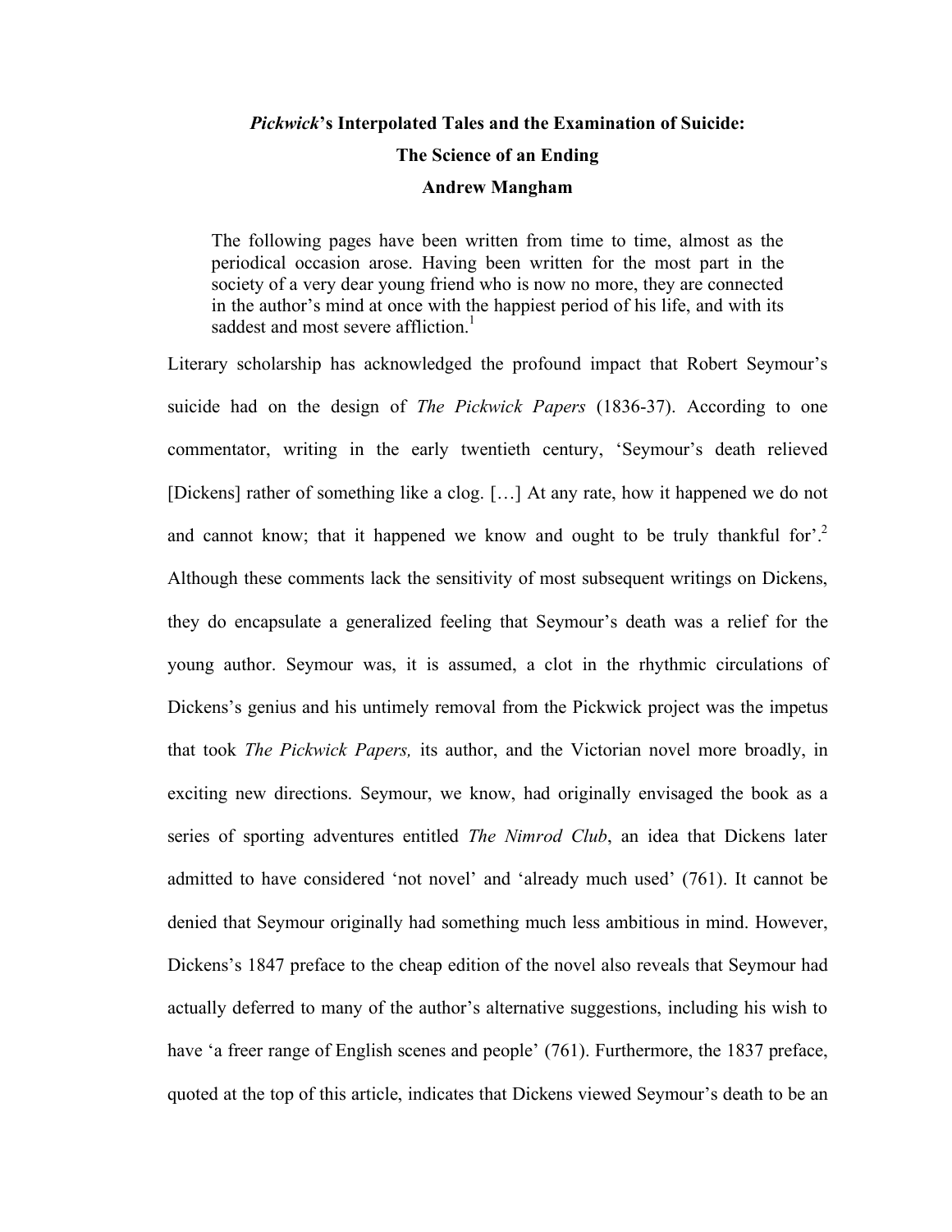# *Pickwick*'s Interpolated Tales and the Examination of Suicide: The Science of an Ending

**Andrew Mangham**

> The following pages have been written from time to time, almost as the periodical occasion arose. Having been written for the most part in the society of a very dear young friend who is now no more, they are connected in the author's mind at once with the happiest period of his life, and with its saddest and most severe affliction.[1]

Literary scholarship has acknowledged the profound impact that Robert Seymour's suicide had on the design of *The Pickwick Papers* (1836-37). According to one commentator, writing in the early twentieth century, 'Seymour's death relieved [Dickens] rather of something like a clog. […] At any rate, how it happened we do not and cannot know; that it happened we know and ought to be truly thankful for'.[2] Although these comments lack the sensitivity of most subsequent writings on Dickens, they do encapsulate a generalized feeling that Seymour's death was a relief for the young author. Seymour was, it is assumed, a clot in the rhythmic circulations of Dickens's genius and his untimely removal from the Pickwick project was the impetus that took *The Pickwick Papers,* its author, and the Victorian novel more broadly, in exciting new directions. Seymour, we know, had originally envisaged the book as a series of sporting adventures entitled *The Nimrod Club*, an idea that Dickens later admitted to have considered 'not novel' and 'already much used' (761). It cannot be denied that Seymour originally had something much less ambitious in mind. However, Dickens's 1847 preface to the cheap edition of the novel also reveals that Seymour had actually deferred to many of the author's alternative suggestions, including his wish to have 'a freer range of English scenes and people' (761). Furthermore, the 1837 preface, quoted at the top of this article, indicates that Dickens viewed Seymour's death to be an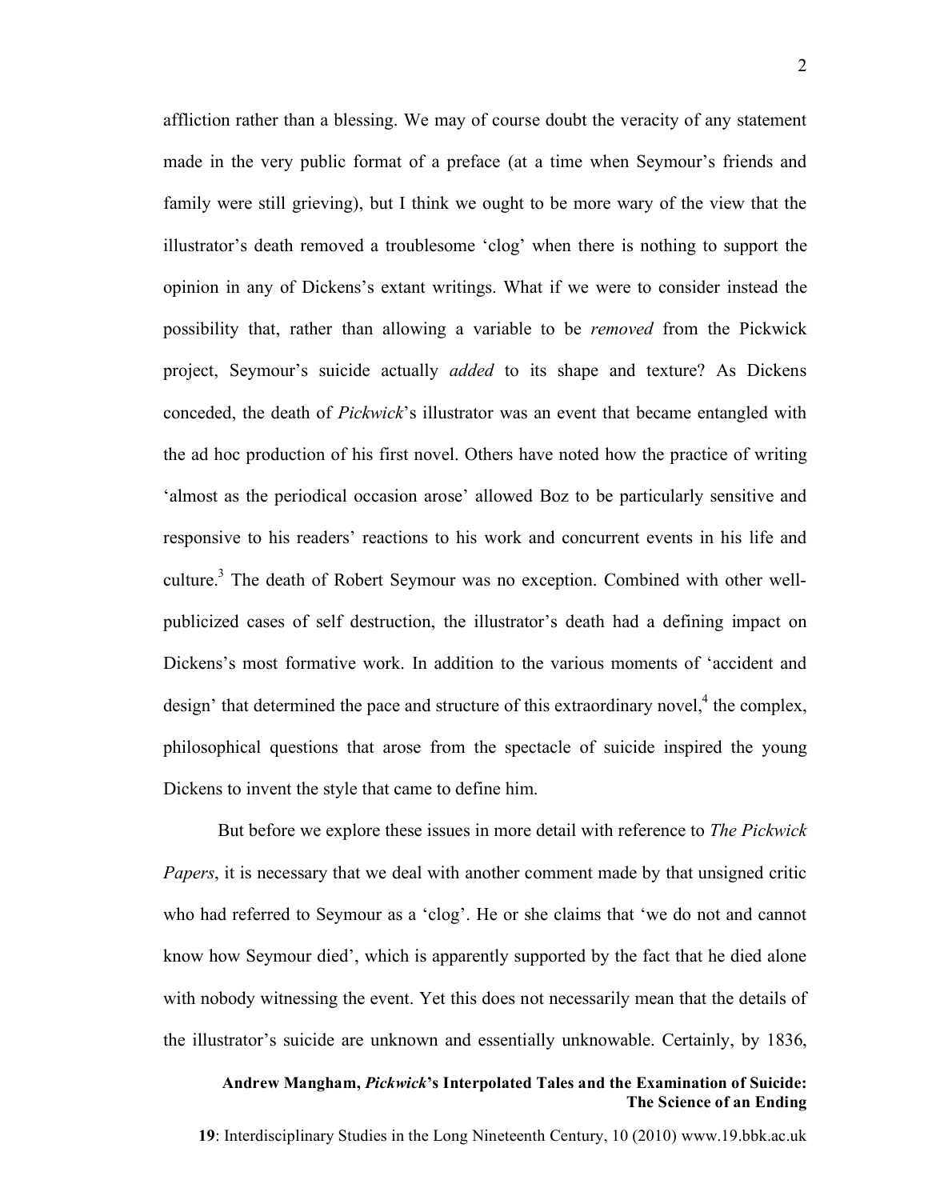affliction rather than a blessing. We may of course doubt the veracity of any statement made in the very public format of a preface (at a time when Seymour's friends and family were still grieving), but I think we ought to be more wary of the view that the illustrator's death removed a troublesome 'clog' when there is nothing to support the opinion in any of Dickens's extant writings. What if we were to consider instead the possibility that, rather than allowing a variable to be *removed* from the Pickwick project, Seymour's suicide actually *added* to its shape and texture? As Dickens conceded, the death of *Pickwick*'s illustrator was an event that became entangled with the ad hoc production of his first novel. Others have noted how the practice of writing 'almost as the periodical occasion arose' allowed Boz to be particularly sensitive and responsive to his readers' reactions to his work and concurrent events in his life and culture.[3] The death of Robert Seymour was no exception. Combined with other well-publicized cases of self destruction, the illustrator's death had a defining impact on Dickens's most formative work. In addition to the various moments of 'accident and design' that determined the pace and structure of this extraordinary novel,[4] the complex, philosophical questions that arose from the spectacle of suicide inspired the young Dickens to invent the style that came to define him.

But before we explore these issues in more detail with reference to *The Pickwick Papers*, it is necessary that we deal with another comment made by that unsigned critic who had referred to Seymour as a 'clog'. He or she claims that 'we do not and cannot know how Seymour died', which is apparently supported by the fact that he died alone with nobody witnessing the event. Yet this does not necessarily mean that the details of the illustrator's suicide are unknown and essentially unknowable. Certainly, by 1836,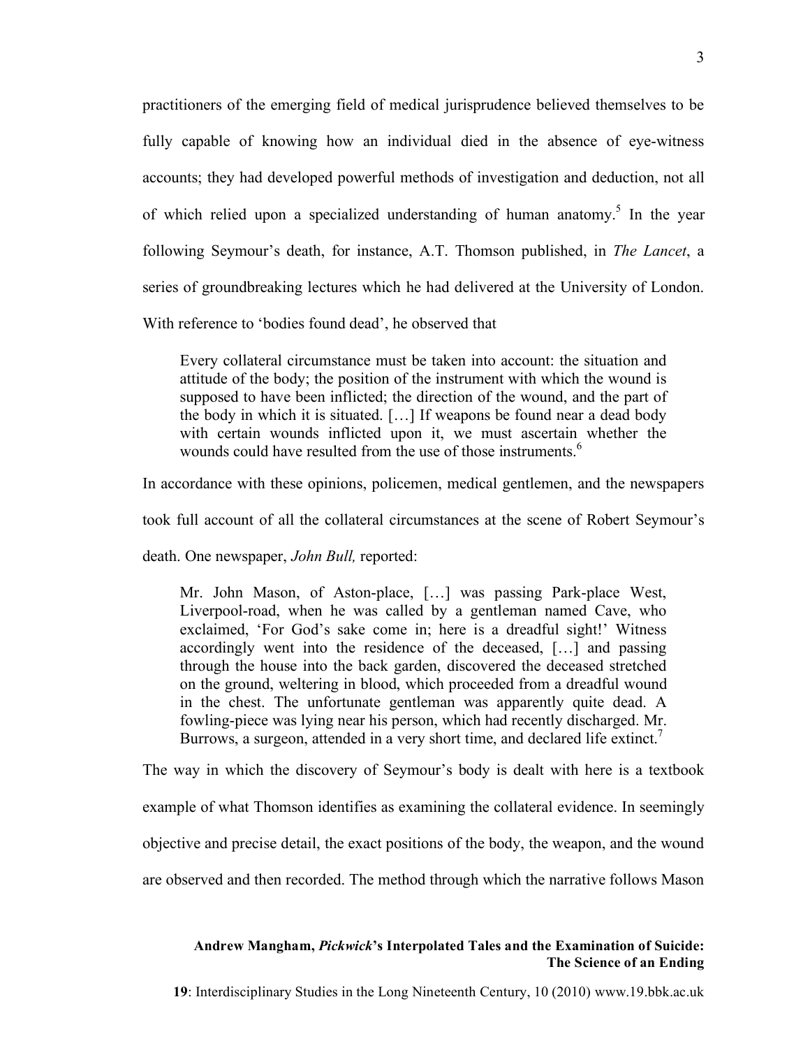practitioners of the emerging field of medical jurisprudence believed themselves to be fully capable of knowing how an individual died in the absence of eye-witness accounts; they had developed powerful methods of investigation and deduction, not all of which relied upon a specialized understanding of human anatomy.[5] In the year following Seymour's death, for instance, A.T. Thomson published, in *The Lancet*, a series of groundbreaking lectures which he had delivered at the University of London. With reference to 'bodies found dead', he observed that

> Every collateral circumstance must be taken into account: the situation and attitude of the body; the position of the instrument with which the wound is supposed to have been inflicted; the direction of the wound, and the part of the body in which it is situated. […] If weapons be found near a dead body with certain wounds inflicted upon it, we must ascertain whether the wounds could have resulted from the use of those instruments.[6]

In accordance with these opinions, policemen, medical gentlemen, and the newspapers took full account of all the collateral circumstances at the scene of Robert Seymour's death. One newspaper, *John Bull,* reported:

> Mr. John Mason, of Aston-place, […] was passing Park-place West, Liverpool-road, when he was called by a gentleman named Cave, who exclaimed, 'For God's sake come in; here is a dreadful sight!' Witness accordingly went into the residence of the deceased, […] and passing through the house into the back garden, discovered the deceased stretched on the ground, weltering in blood, which proceeded from a dreadful wound in the chest. The unfortunate gentleman was apparently quite dead. A fowling-piece was lying near his person, which had recently discharged. Mr. Burrows, a surgeon, attended in a very short time, and declared life extinct.[7]

The way in which the discovery of Seymour's body is dealt with here is a textbook example of what Thomson identifies as examining the collateral evidence. In seemingly objective and precise detail, the exact positions of the body, the weapon, and the wound are observed and then recorded. The method through which the narrative follows Mason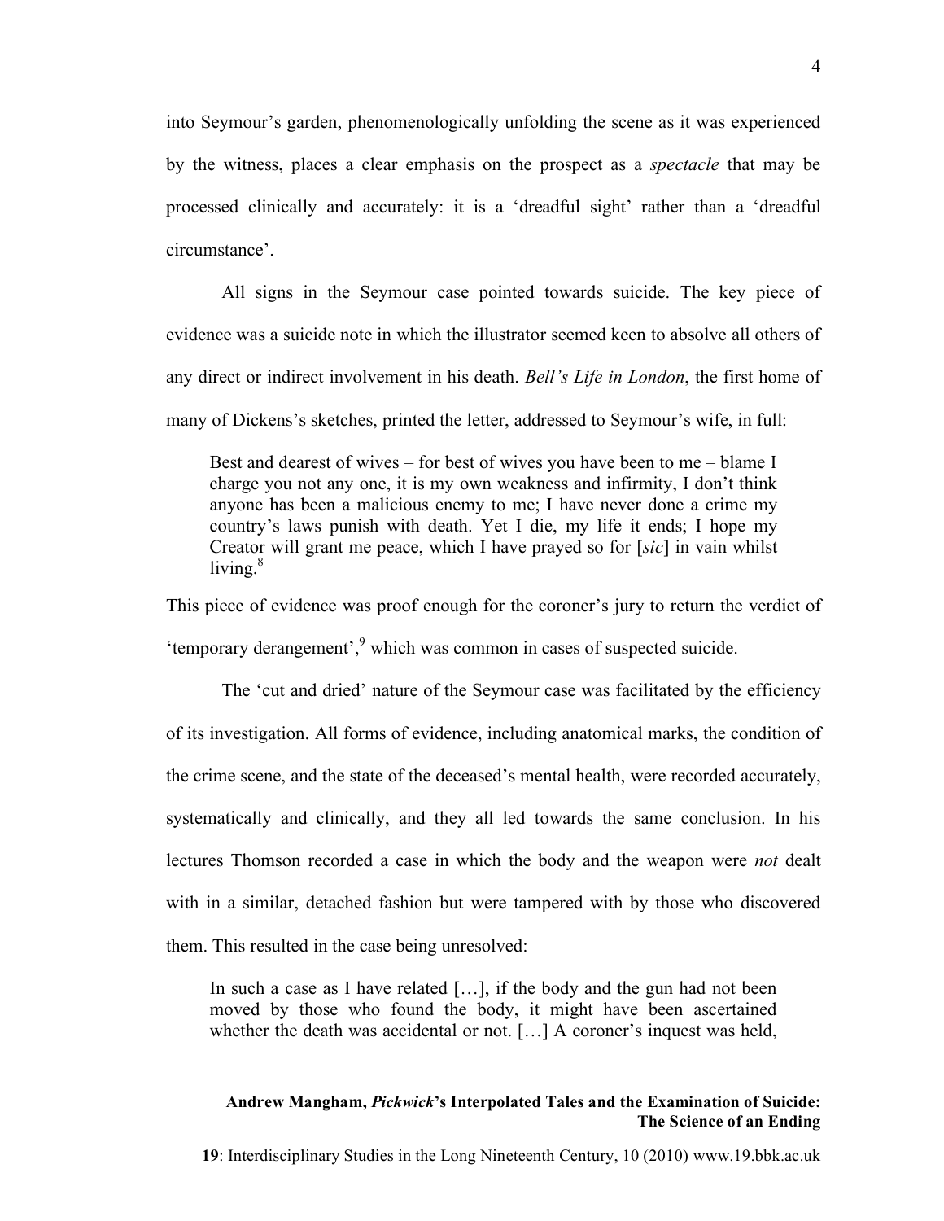into Seymour's garden, phenomenologically unfolding the scene as it was experienced by the witness, places a clear emphasis on the prospect as a *spectacle* that may be processed clinically and accurately: it is a 'dreadful sight' rather than a 'dreadful circumstance'.

All signs in the Seymour case pointed towards suicide. The key piece of evidence was a suicide note in which the illustrator seemed keen to absolve all others of any direct or indirect involvement in his death. *Bell's Life in London*, the first home of many of Dickens's sketches, printed the letter, addressed to Seymour's wife, in full:

> Best and dearest of wives – for best of wives you have been to me – blame I charge you not any one, it is my own weakness and infirmity, I don't think anyone has been a malicious enemy to me; I have never done a crime my country's laws punish with death. Yet I die, my life it ends; I hope my Creator will grant me peace, which I have prayed so for [*sic*] in vain whilst living.[8]

This piece of evidence was proof enough for the coroner's jury to return the verdict of 'temporary derangement',[9] which was common in cases of suspected suicide.

The 'cut and dried' nature of the Seymour case was facilitated by the efficiency of its investigation. All forms of evidence, including anatomical marks, the condition of the crime scene, and the state of the deceased's mental health, were recorded accurately, systematically and clinically, and they all led towards the same conclusion. In his lectures Thomson recorded a case in which the body and the weapon were *not* dealt with in a similar, detached fashion but were tampered with by those who discovered them. This resulted in the case being unresolved:

> In such a case as I have related […], if the body and the gun had not been moved by those who found the body, it might have been ascertained whether the death was accidental or not. […] A coroner's inquest was held,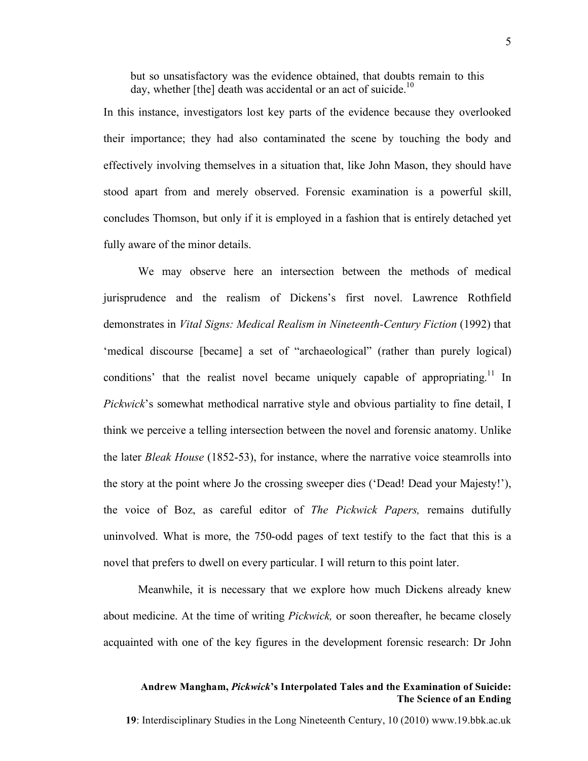> but so unsatisfactory was the evidence obtained, that doubts remain to this day, whether [the] death was accidental or an act of suicide.[10]

In this instance, investigators lost key parts of the evidence because they overlooked their importance; they had also contaminated the scene by touching the body and effectively involving themselves in a situation that, like John Mason, they should have stood apart from and merely observed. Forensic examination is a powerful skill, concludes Thomson, but only if it is employed in a fashion that is entirely detached yet fully aware of the minor details.

We may observe here an intersection between the methods of medical jurisprudence and the realism of Dickens's first novel. Lawrence Rothfield demonstrates in *Vital Signs: Medical Realism in Nineteenth-Century Fiction* (1992) that 'medical discourse [became] a set of "archaeological" (rather than purely logical) conditions' that the realist novel became uniquely capable of appropriating.[11] In *Pickwick*'s somewhat methodical narrative style and obvious partiality to fine detail, I think we perceive a telling intersection between the novel and forensic anatomy. Unlike the later *Bleak House* (1852-53), for instance, where the narrative voice steamrolls into the story at the point where Jo the crossing sweeper dies ('Dead! Dead your Majesty!'), the voice of Boz, as careful editor of *The Pickwick Papers,* remains dutifully uninvolved. What is more, the 750-odd pages of text testify to the fact that this is a novel that prefers to dwell on every particular. I will return to this point later.

Meanwhile, it is necessary that we explore how much Dickens already knew about medicine. At the time of writing *Pickwick,* or soon thereafter, he became closely acquainted with one of the key figures in the development forensic research: Dr John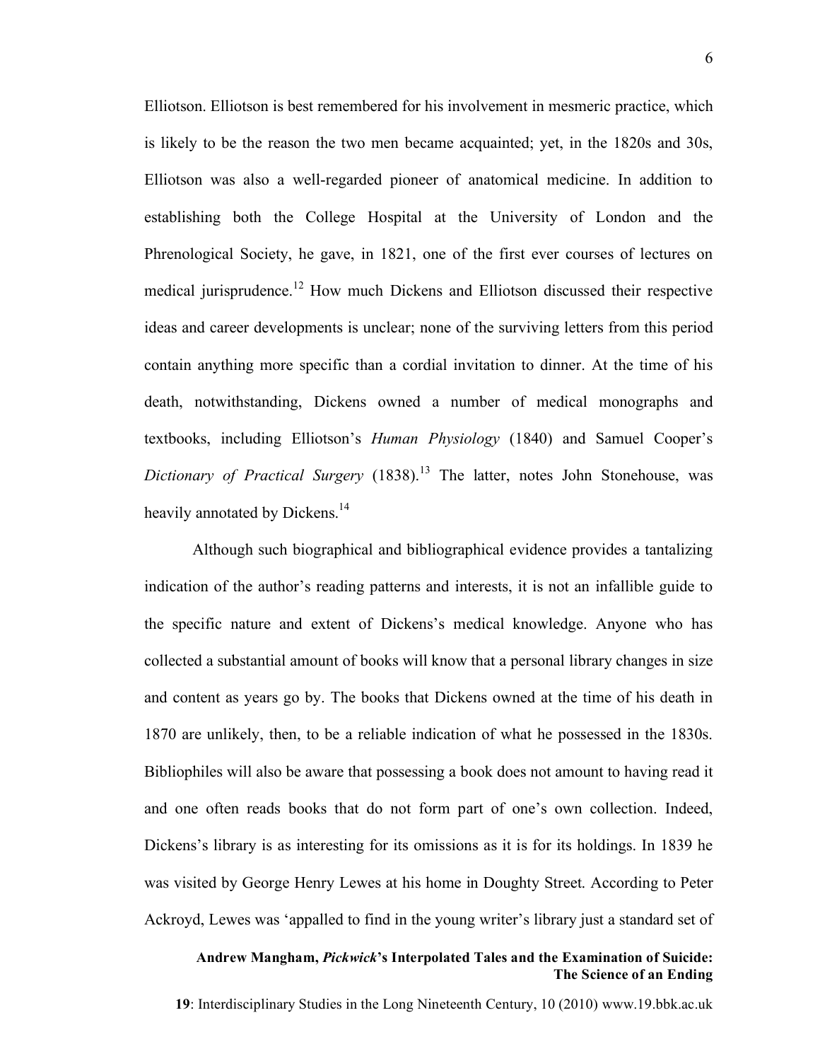Elliotson. Elliotson is best remembered for his involvement in mesmeric practice, which is likely to be the reason the two men became acquainted; yet, in the 1820s and 30s, Elliotson was also a well-regarded pioneer of anatomical medicine. In addition to establishing both the College Hospital at the University of London and the Phrenological Society, he gave, in 1821, one of the first ever courses of lectures on medical jurisprudence.[12] How much Dickens and Elliotson discussed their respective ideas and career developments is unclear; none of the surviving letters from this period contain anything more specific than a cordial invitation to dinner. At the time of his death, notwithstanding, Dickens owned a number of medical monographs and textbooks, including Elliotson's *Human Physiology* (1840) and Samuel Cooper's *Dictionary of Practical Surgery* (1838).[13] The latter, notes John Stonehouse, was heavily annotated by Dickens.[14]

Although such biographical and bibliographical evidence provides a tantalizing indication of the author's reading patterns and interests, it is not an infallible guide to the specific nature and extent of Dickens's medical knowledge. Anyone who has collected a substantial amount of books will know that a personal library changes in size and content as years go by. The books that Dickens owned at the time of his death in 1870 are unlikely, then, to be a reliable indication of what he possessed in the 1830s. Bibliophiles will also be aware that possessing a book does not amount to having read it and one often reads books that do not form part of one's own collection. Indeed, Dickens's library is as interesting for its omissions as it is for its holdings. In 1839 he was visited by George Henry Lewes at his home in Doughty Street. According to Peter Ackroyd, Lewes was 'appalled to find in the young writer's library just a standard set of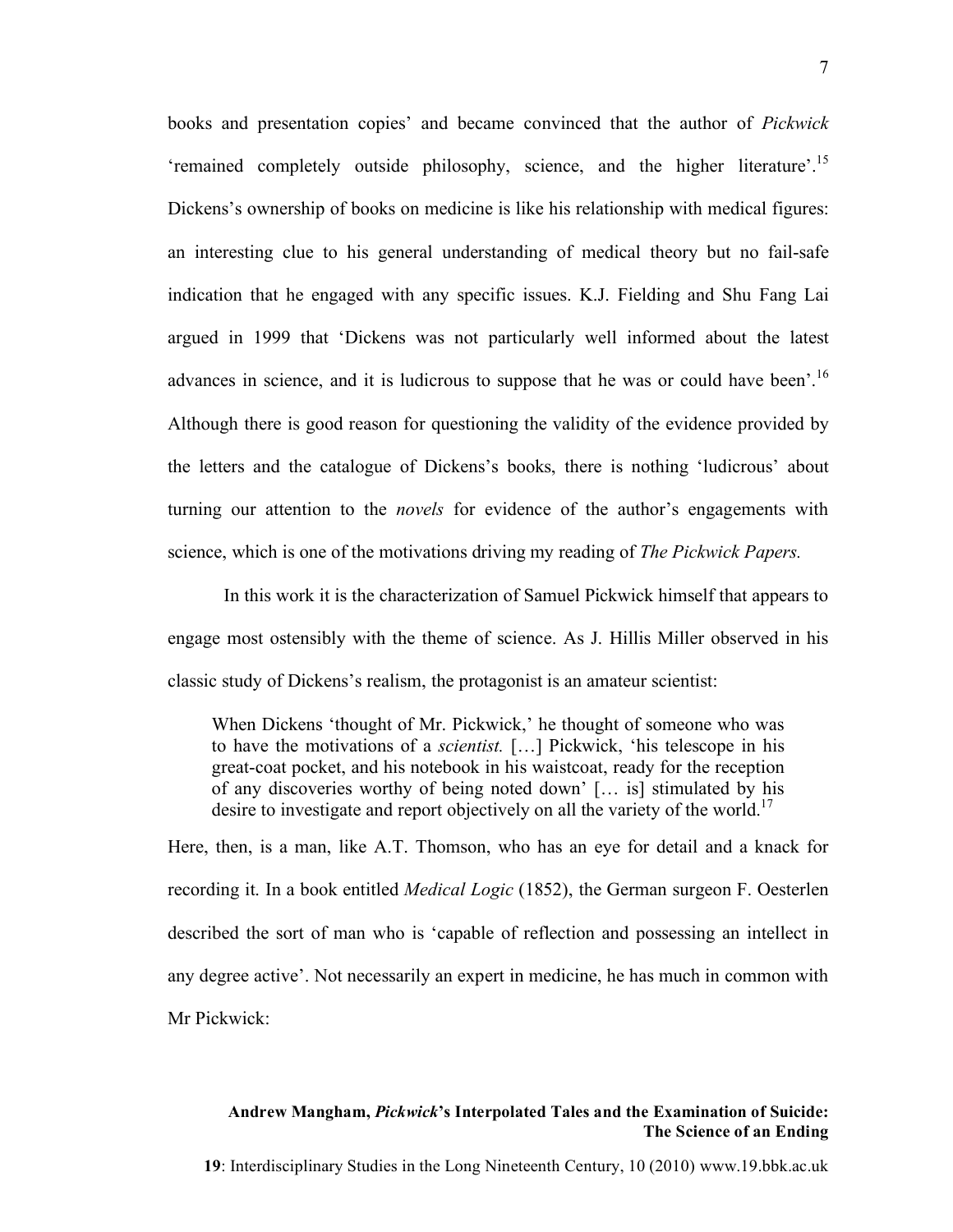books and presentation copies' and became convinced that the author of *Pickwick* 'remained completely outside philosophy, science, and the higher literature'.[15] Dickens's ownership of books on medicine is like his relationship with medical figures: an interesting clue to his general understanding of medical theory but no fail-safe indication that he engaged with any specific issues. K.J. Fielding and Shu Fang Lai argued in 1999 that 'Dickens was not particularly well informed about the latest advances in science, and it is ludicrous to suppose that he was or could have been'.[16] Although there is good reason for questioning the validity of the evidence provided by the letters and the catalogue of Dickens's books, there is nothing 'ludicrous' about turning our attention to the *novels* for evidence of the author's engagements with science, which is one of the motivations driving my reading of *The Pickwick Papers.*

In this work it is the characterization of Samuel Pickwick himself that appears to engage most ostensibly with the theme of science. As J. Hillis Miller observed in his classic study of Dickens's realism, the protagonist is an amateur scientist:

> When Dickens 'thought of Mr. Pickwick,' he thought of someone who was to have the motivations of a *scientist.* […] Pickwick, 'his telescope in his great-coat pocket, and his notebook in his waistcoat, ready for the reception of any discoveries worthy of being noted down' [… is] stimulated by his desire to investigate and report objectively on all the variety of the world.[17]

Here, then, is a man, like A.T. Thomson, who has an eye for detail and a knack for recording it. In a book entitled *Medical Logic* (1852), the German surgeon F. Oesterlen described the sort of man who is 'capable of reflection and possessing an intellect in any degree active'. Not necessarily an expert in medicine, he has much in common with Mr Pickwick: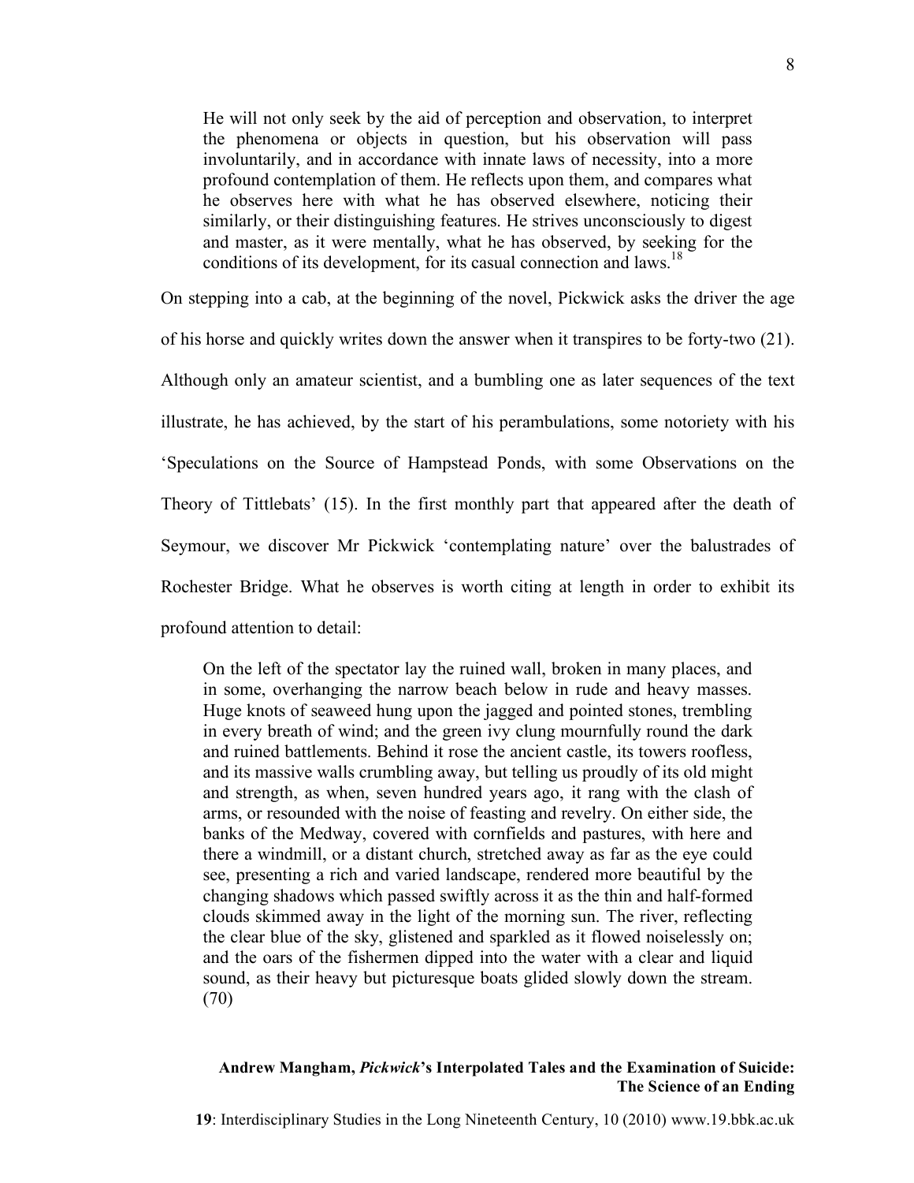> He will not only seek by the aid of perception and observation, to interpret the phenomena or objects in question, but his observation will pass involuntarily, and in accordance with innate laws of necessity, into a more profound contemplation of them. He reflects upon them, and compares what he observes here with what he has observed elsewhere, noticing their similarly, or their distinguishing features. He strives unconsciously to digest and master, as it were mentally, what he has observed, by seeking for the conditions of its development, for its casual connection and laws.[18]

On stepping into a cab, at the beginning of the novel, Pickwick asks the driver the age of his horse and quickly writes down the answer when it transpires to be forty-two (21). Although only an amateur scientist, and a bumbling one as later sequences of the text illustrate, he has achieved, by the start of his perambulations, some notoriety with his 'Speculations on the Source of Hampstead Ponds, with some Observations on the Theory of Tittlebats' (15). In the first monthly part that appeared after the death of Seymour, we discover Mr Pickwick 'contemplating nature' over the balustrades of Rochester Bridge. What he observes is worth citing at length in order to exhibit its profound attention to detail:

> On the left of the spectator lay the ruined wall, broken in many places, and in some, overhanging the narrow beach below in rude and heavy masses. Huge knots of seaweed hung upon the jagged and pointed stones, trembling in every breath of wind; and the green ivy clung mournfully round the dark and ruined battlements. Behind it rose the ancient castle, its towers roofless, and its massive walls crumbling away, but telling us proudly of its old might and strength, as when, seven hundred years ago, it rang with the clash of arms, or resounded with the noise of feasting and revelry. On either side, the banks of the Medway, covered with cornfields and pastures, with here and there a windmill, or a distant church, stretched away as far as the eye could see, presenting a rich and varied landscape, rendered more beautiful by the changing shadows which passed swiftly across it as the thin and half-formed clouds skimmed away in the light of the morning sun. The river, reflecting the clear blue of the sky, glistened and sparkled as it flowed noiselessly on; and the oars of the fishermen dipped into the water with a clear and liquid sound, as their heavy but picturesque boats glided slowly down the stream. (70)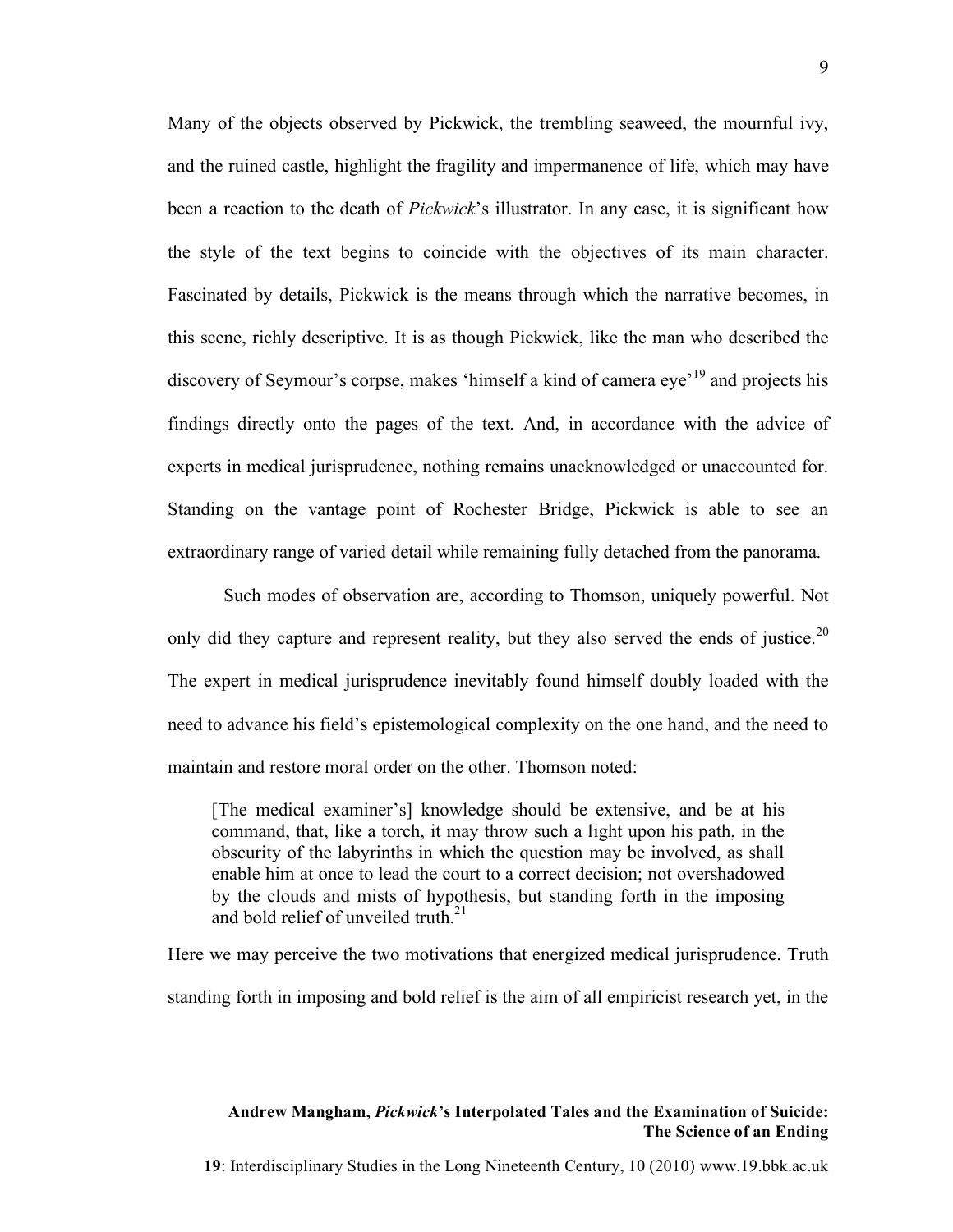Many of the objects observed by Pickwick, the trembling seaweed, the mournful ivy, and the ruined castle, highlight the fragility and impermanence of life, which may have been a reaction to the death of *Pickwick*'s illustrator. In any case, it is significant how the style of the text begins to coincide with the objectives of its main character. Fascinated by details, Pickwick is the means through which the narrative becomes, in this scene, richly descriptive. It is as though Pickwick, like the man who described the discovery of Seymour's corpse, makes 'himself a kind of camera eye'[19] and projects his findings directly onto the pages of the text. And, in accordance with the advice of experts in medical jurisprudence, nothing remains unacknowledged or unaccounted for. Standing on the vantage point of Rochester Bridge, Pickwick is able to see an extraordinary range of varied detail while remaining fully detached from the panorama.

Such modes of observation are, according to Thomson, uniquely powerful. Not only did they capture and represent reality, but they also served the ends of justice.[20] The expert in medical jurisprudence inevitably found himself doubly loaded with the need to advance his field's epistemological complexity on the one hand, and the need to maintain and restore moral order on the other. Thomson noted:

> [The medical examiner's] knowledge should be extensive, and be at his command, that, like a torch, it may throw such a light upon his path, in the obscurity of the labyrinths in which the question may be involved, as shall enable him at once to lead the court to a correct decision; not overshadowed by the clouds and mists of hypothesis, but standing forth in the imposing and bold relief of unveiled truth.[21]

Here we may perceive the two motivations that energized medical jurisprudence. Truth standing forth in imposing and bold relief is the aim of all empiricist research yet, in the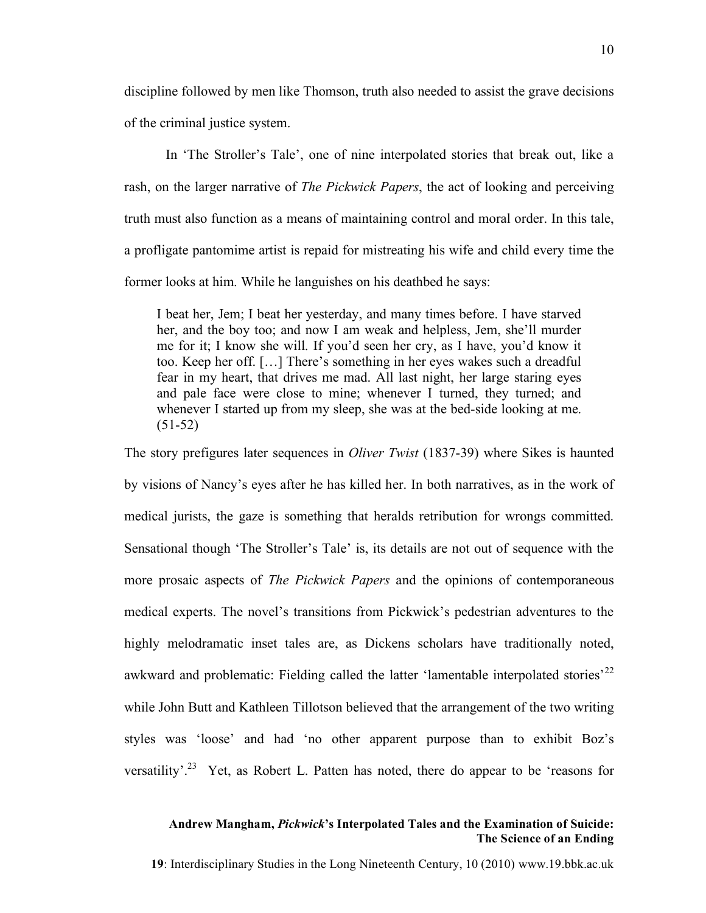discipline followed by men like Thomson, truth also needed to assist the grave decisions of the criminal justice system.

In 'The Stroller's Tale', one of nine interpolated stories that break out, like a rash, on the larger narrative of *The Pickwick Papers*, the act of looking and perceiving truth must also function as a means of maintaining control and moral order. In this tale, a profligate pantomime artist is repaid for mistreating his wife and child every time the former looks at him. While he languishes on his deathbed he says:

> I beat her, Jem; I beat her yesterday, and many times before. I have starved her, and the boy too; and now I am weak and helpless, Jem, she'll murder me for it; I know she will. If you'd seen her cry, as I have, you'd know it too. Keep her off. […] There's something in her eyes wakes such a dreadful fear in my heart, that drives me mad. All last night, her large staring eyes and pale face were close to mine; whenever I turned, they turned; and whenever I started up from my sleep, she was at the bed-side looking at me. (51-52)

The story prefigures later sequences in *Oliver Twist* (1837-39) where Sikes is haunted by visions of Nancy's eyes after he has killed her. In both narratives, as in the work of medical jurists, the gaze is something that heralds retribution for wrongs committed. Sensational though 'The Stroller's Tale' is, its details are not out of sequence with the more prosaic aspects of *The Pickwick Papers* and the opinions of contemporaneous medical experts. The novel's transitions from Pickwick's pedestrian adventures to the highly melodramatic inset tales are, as Dickens scholars have traditionally noted, awkward and problematic: Fielding called the latter 'lamentable interpolated stories'[22] while John Butt and Kathleen Tillotson believed that the arrangement of the two writing styles was 'loose' and had 'no other apparent purpose than to exhibit Boz's versatility'.[23] Yet, as Robert L. Patten has noted, there do appear to be 'reasons for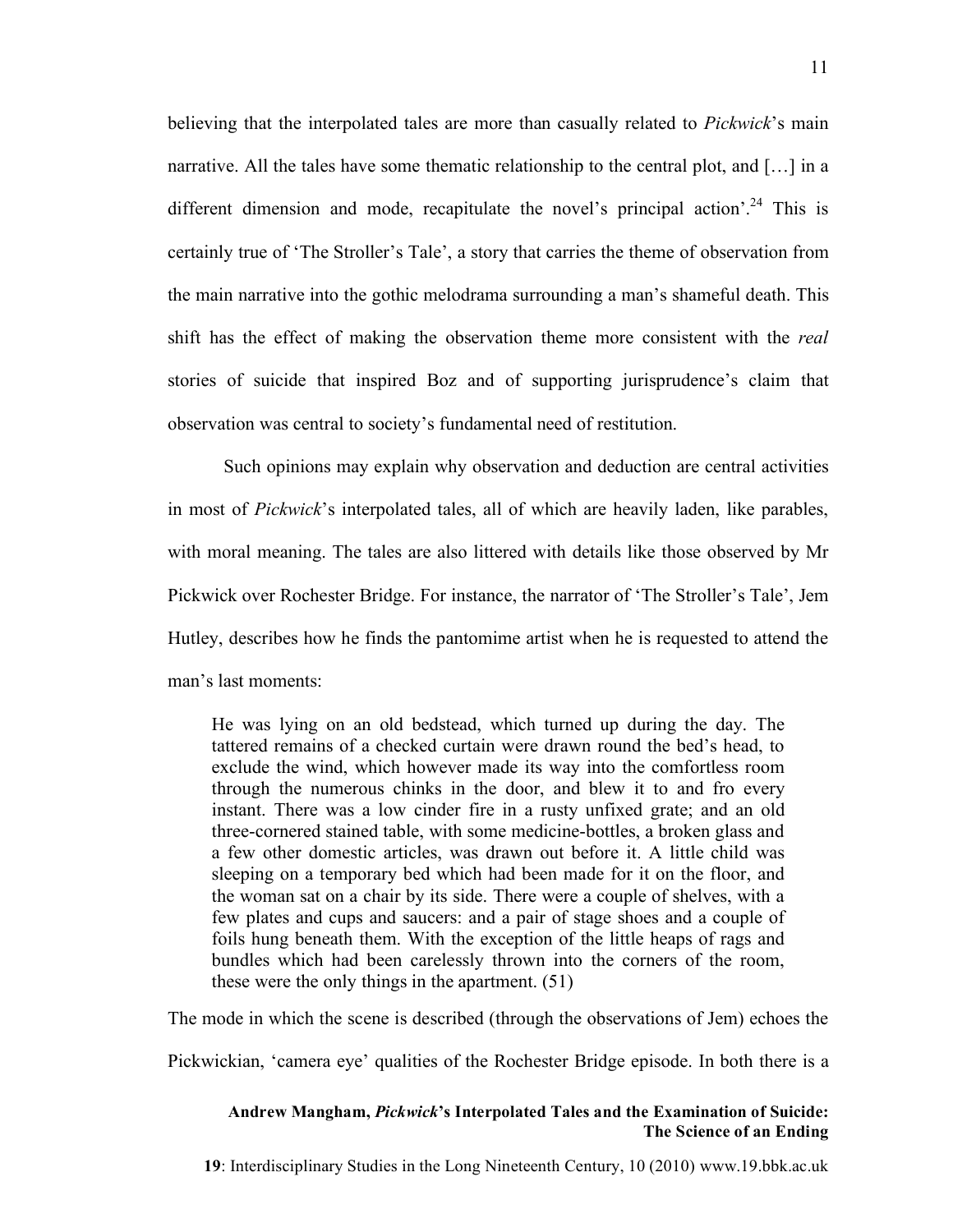believing that the interpolated tales are more than casually related to *Pickwick*'s main narrative. All the tales have some thematic relationship to the central plot, and […] in a different dimension and mode, recapitulate the novel's principal action'.[24] This is certainly true of 'The Stroller's Tale', a story that carries the theme of observation from the main narrative into the gothic melodrama surrounding a man's shameful death. This shift has the effect of making the observation theme more consistent with the *real* stories of suicide that inspired Boz and of supporting jurisprudence's claim that observation was central to society's fundamental need of restitution.

Such opinions may explain why observation and deduction are central activities in most of *Pickwick*'s interpolated tales, all of which are heavily laden, like parables, with moral meaning. The tales are also littered with details like those observed by Mr Pickwick over Rochester Bridge. For instance, the narrator of 'The Stroller's Tale', Jem Hutley, describes how he finds the pantomime artist when he is requested to attend the man's last moments:

> He was lying on an old bedstead, which turned up during the day. The tattered remains of a checked curtain were drawn round the bed's head, to exclude the wind, which however made its way into the comfortless room through the numerous chinks in the door, and blew it to and fro every instant. There was a low cinder fire in a rusty unfixed grate; and an old three-cornered stained table, with some medicine-bottles, a broken glass and a few other domestic articles, was drawn out before it. A little child was sleeping on a temporary bed which had been made for it on the floor, and the woman sat on a chair by its side. There were a couple of shelves, with a few plates and cups and saucers: and a pair of stage shoes and a couple of foils hung beneath them. With the exception of the little heaps of rags and bundles which had been carelessly thrown into the corners of the room, these were the only things in the apartment. (51)

The mode in which the scene is described (through the observations of Jem) echoes the Pickwickian, 'camera eye' qualities of the Rochester Bridge episode. In both there is a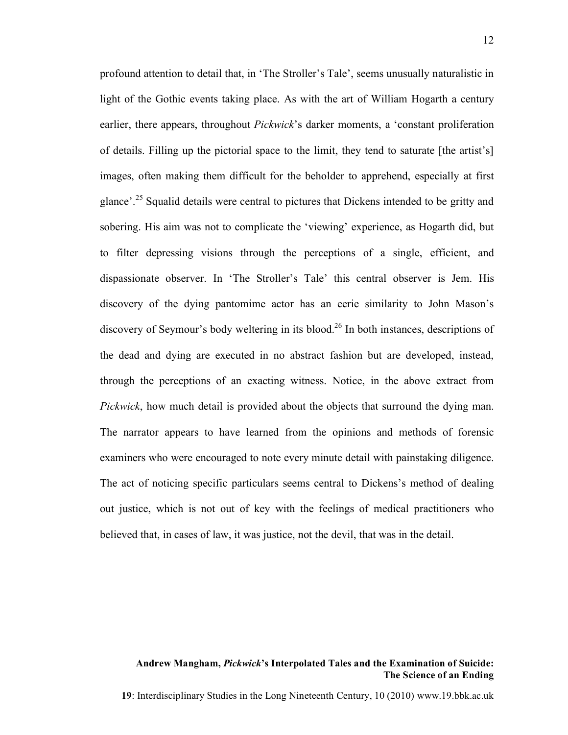profound attention to detail that, in 'The Stroller's Tale', seems unusually naturalistic in light of the Gothic events taking place. As with the art of William Hogarth a century earlier, there appears, throughout *Pickwick*'s darker moments, a 'constant proliferation of details. Filling up the pictorial space to the limit, they tend to saturate [the artist's] images, often making them difficult for the beholder to apprehend, especially at first glance'.[25] Squalid details were central to pictures that Dickens intended to be gritty and sobering. His aim was not to complicate the 'viewing' experience, as Hogarth did, but to filter depressing visions through the perceptions of a single, efficient, and dispassionate observer. In 'The Stroller's Tale' this central observer is Jem. His discovery of the dying pantomime actor has an eerie similarity to John Mason's discovery of Seymour's body weltering in its blood.[26] In both instances, descriptions of the dead and dying are executed in no abstract fashion but are developed, instead, through the perceptions of an exacting witness. Notice, in the above extract from *Pickwick*, how much detail is provided about the objects that surround the dying man. The narrator appears to have learned from the opinions and methods of forensic examiners who were encouraged to note every minute detail with painstaking diligence. The act of noticing specific particulars seems central to Dickens's method of dealing out justice, which is not out of key with the feelings of medical practitioners who believed that, in cases of law, it was justice, not the devil, that was in the detail.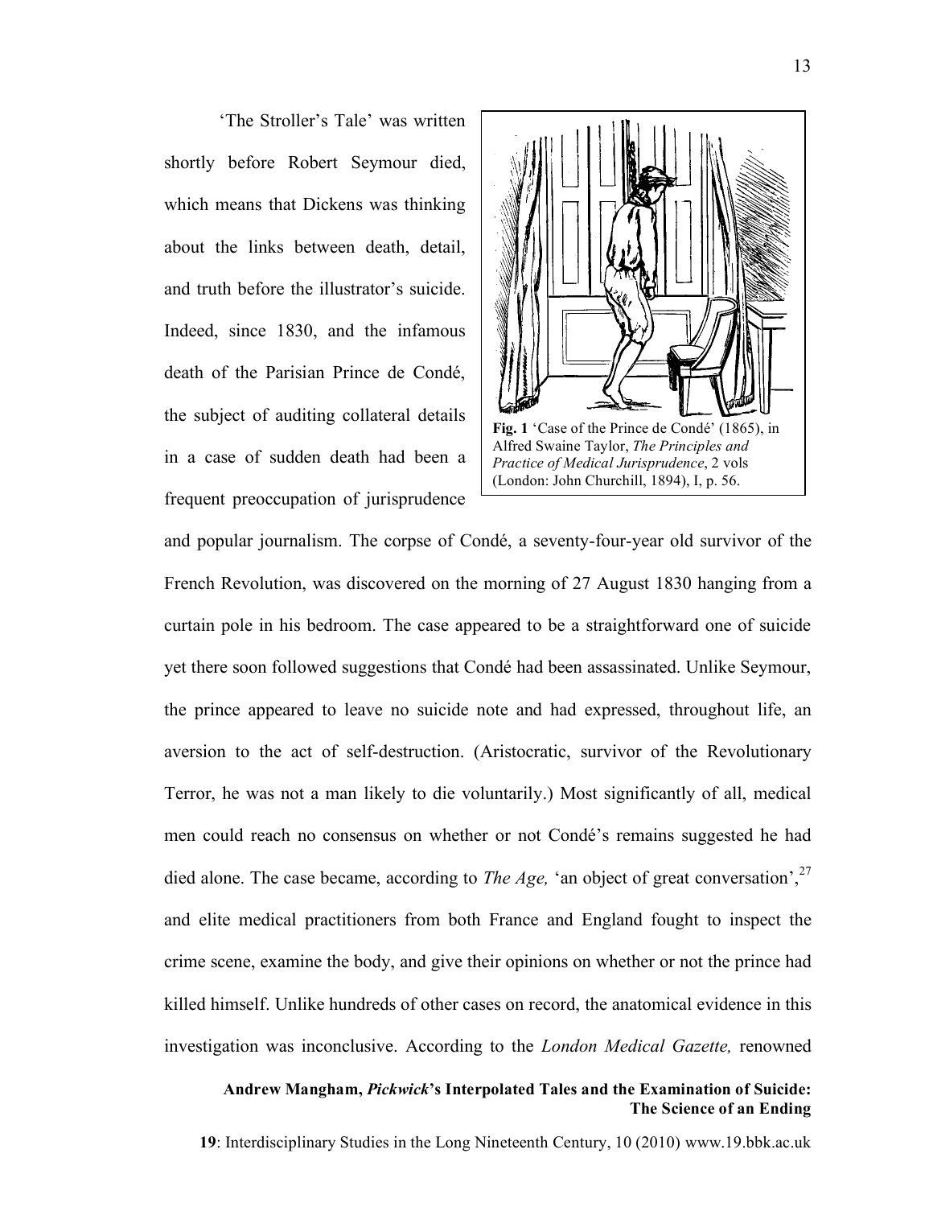'The Stroller's Tale' was written shortly before Robert Seymour died, which means that Dickens was thinking about the links between death, detail, and truth before the illustrator's suicide. Indeed, since 1830, and the infamous death of the Parisian Prince de Condé, the subject of auditing collateral details in a case of sudden death had been a frequent preoccupation of jurisprudence and popular journalism. The corpse of Condé, a seventy-four-year old survivor of the French Revolution, was discovered on the morning of 27 August 1830 hanging from a curtain pole in his bedroom. The case appeared to be a straightforward one of suicide yet there soon followed suggestions that Condé had been assassinated. Unlike Seymour, the prince appeared to leave no suicide note and had expressed, throughout life, an aversion to the act of self-destruction. (Aristocratic, survivor of the Revolutionary Terror, he was not a man likely to die voluntarily.) Most significantly of all, medical men could reach no consensus on whether or not Condé's remains suggested he had died alone. The case became, according to *The Age,* 'an object of great conversation',[27] and elite medical practitioners from both France and England fought to inspect the crime scene, examine the body, and give their opinions on whether or not the prince had killed himself. Unlike hundreds of other cases on record, the anatomical evidence in this investigation was inconclusive. According to the *London Medical Gazette,* renowned

**Fig. 1** 'Case of the Prince de Condé' (1865), in Alfred Swaine Taylor, *The Principles and Practice of Medical Jurisprudence*, 2 vols (London: John Churchill, 1894), I, p. 56.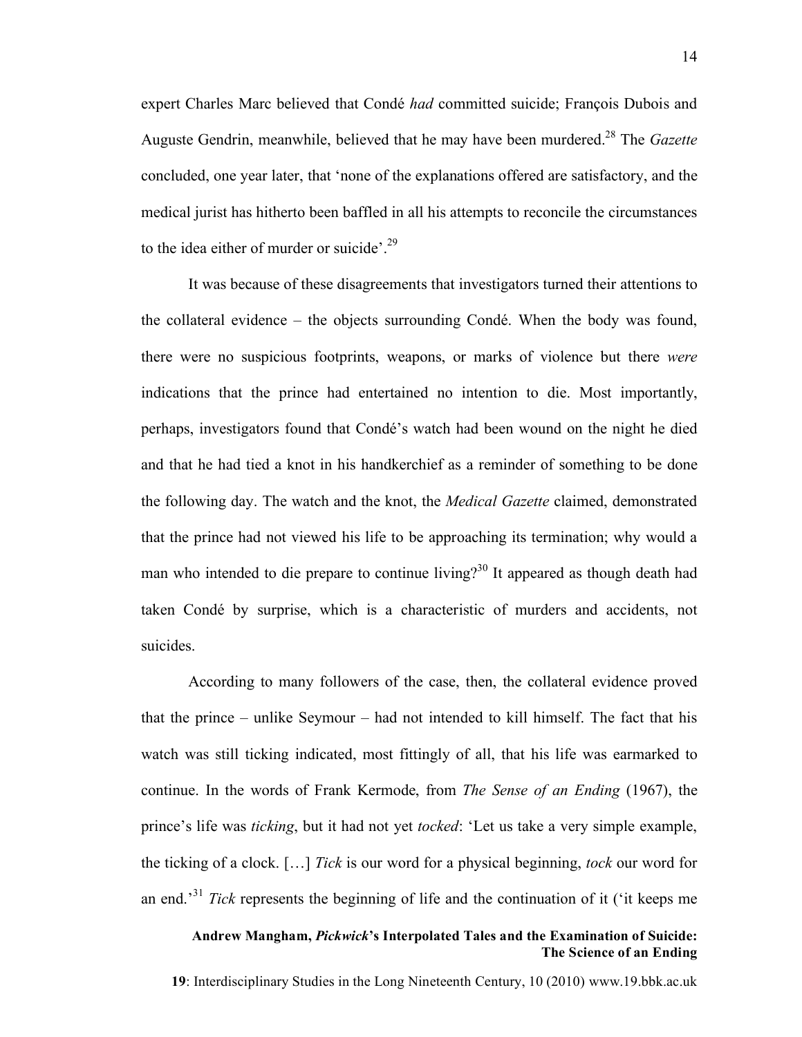expert Charles Marc believed that Condé *had* committed suicide; François Dubois and Auguste Gendrin, meanwhile, believed that he may have been murdered.[28] The *Gazette* concluded, one year later, that 'none of the explanations offered are satisfactory, and the medical jurist has hitherto been baffled in all his attempts to reconcile the circumstances to the idea either of murder or suicide'.[29]

It was because of these disagreements that investigators turned their attentions to the collateral evidence – the objects surrounding Condé. When the body was found, there were no suspicious footprints, weapons, or marks of violence but there *were* indications that the prince had entertained no intention to die. Most importantly, perhaps, investigators found that Condé's watch had been wound on the night he died and that he had tied a knot in his handkerchief as a reminder of something to be done the following day. The watch and the knot, the *Medical Gazette* claimed, demonstrated that the prince had not viewed his life to be approaching its termination; why would a man who intended to die prepare to continue living?[30] It appeared as though death had taken Condé by surprise, which is a characteristic of murders and accidents, not suicides.

According to many followers of the case, then, the collateral evidence proved that the prince – unlike Seymour – had not intended to kill himself. The fact that his watch was still ticking indicated, most fittingly of all, that his life was earmarked to continue. In the words of Frank Kermode, from *The Sense of an Ending* (1967), the prince's life was *ticking*, but it had not yet *tocked*: 'Let us take a very simple example, the ticking of a clock. […] *Tick* is our word for a physical beginning, *tock* our word for an end.'[31] *Tick* represents the beginning of life and the continuation of it ('it keeps me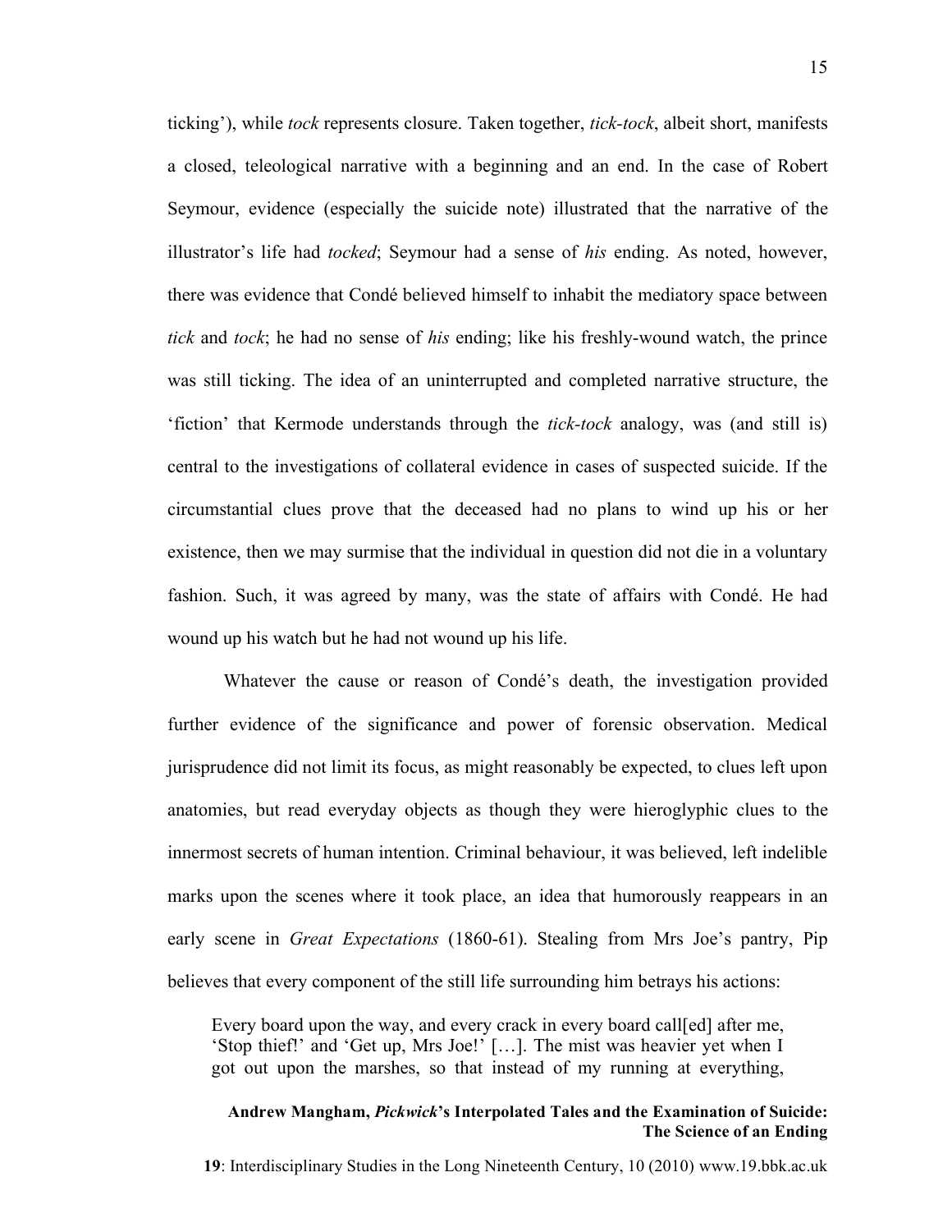ticking'), while *tock* represents closure. Taken together, *tick-tock*, albeit short, manifests a closed, teleological narrative with a beginning and an end. In the case of Robert Seymour, evidence (especially the suicide note) illustrated that the narrative of the illustrator's life had *tocked*; Seymour had a sense of *his* ending. As noted, however, there was evidence that Condé believed himself to inhabit the mediatory space between *tick* and *tock*; he had no sense of *his* ending; like his freshly-wound watch, the prince was still ticking. The idea of an uninterrupted and completed narrative structure, the 'fiction' that Kermode understands through the *tick-tock* analogy, was (and still is) central to the investigations of collateral evidence in cases of suspected suicide. If the circumstantial clues prove that the deceased had no plans to wind up his or her existence, then we may surmise that the individual in question did not die in a voluntary fashion. Such, it was agreed by many, was the state of affairs with Condé. He had wound up his watch but he had not wound up his life.

Whatever the cause or reason of Condé's death, the investigation provided further evidence of the significance and power of forensic observation. Medical jurisprudence did not limit its focus, as might reasonably be expected, to clues left upon anatomies, but read everyday objects as though they were hieroglyphic clues to the innermost secrets of human intention. Criminal behaviour, it was believed, left indelible marks upon the scenes where it took place, an idea that humorously reappears in an early scene in *Great Expectations* (1860-61). Stealing from Mrs Joe's pantry, Pip believes that every component of the still life surrounding him betrays his actions:

> Every board upon the way, and every crack in every board call[ed] after me, 'Stop thief!' and 'Get up, Mrs Joe!' […]. The mist was heavier yet when I got out upon the marshes, so that instead of my running at everything,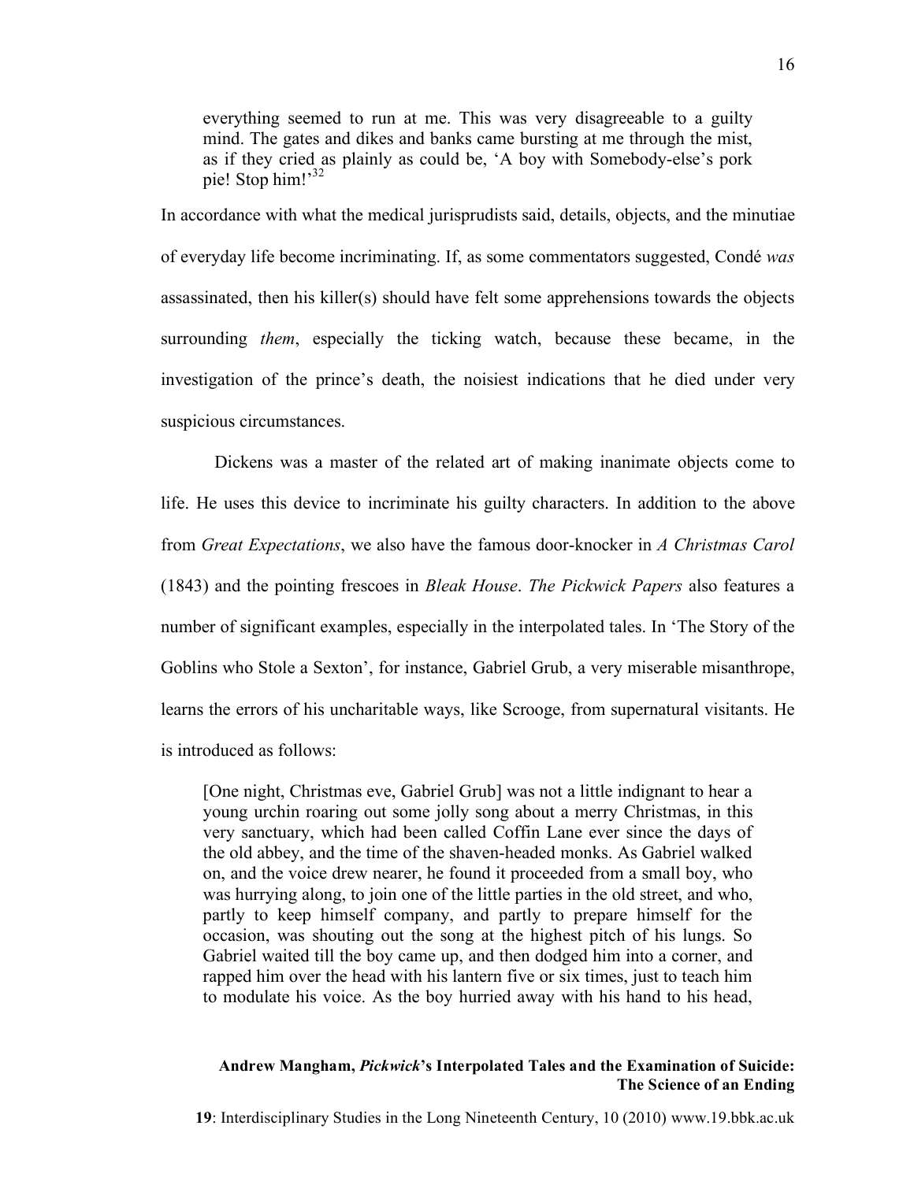> everything seemed to run at me. This was very disagreeable to a guilty mind. The gates and dikes and banks came bursting at me through the mist, as if they cried as plainly as could be, 'A boy with Somebody-else's pork pie! Stop him!'[32]

In accordance with what the medical jurisprudists said, details, objects, and the minutiae of everyday life become incriminating. If, as some commentators suggested, Condé *was* assassinated, then his killer(s) should have felt some apprehensions towards the objects surrounding *them*, especially the ticking watch, because these became, in the investigation of the prince's death, the noisiest indications that he died under very suspicious circumstances.

Dickens was a master of the related art of making inanimate objects come to life. He uses this device to incriminate his guilty characters. In addition to the above from *Great Expectations*, we also have the famous door-knocker in *A Christmas Carol* (1843) and the pointing frescoes in *Bleak House*. *The Pickwick Papers* also features a number of significant examples, especially in the interpolated tales. In 'The Story of the Goblins who Stole a Sexton', for instance, Gabriel Grub, a very miserable misanthrope, learns the errors of his uncharitable ways, like Scrooge, from supernatural visitants. He is introduced as follows:

> [One night, Christmas eve, Gabriel Grub] was not a little indignant to hear a young urchin roaring out some jolly song about a merry Christmas, in this very sanctuary, which had been called Coffin Lane ever since the days of the old abbey, and the time of the shaven-headed monks. As Gabriel walked on, and the voice drew nearer, he found it proceeded from a small boy, who was hurrying along, to join one of the little parties in the old street, and who, partly to keep himself company, and partly to prepare himself for the occasion, was shouting out the song at the highest pitch of his lungs. So Gabriel waited till the boy came up, and then dodged him into a corner, and rapped him over the head with his lantern five or six times, just to teach him to modulate his voice. As the boy hurried away with his hand to his head,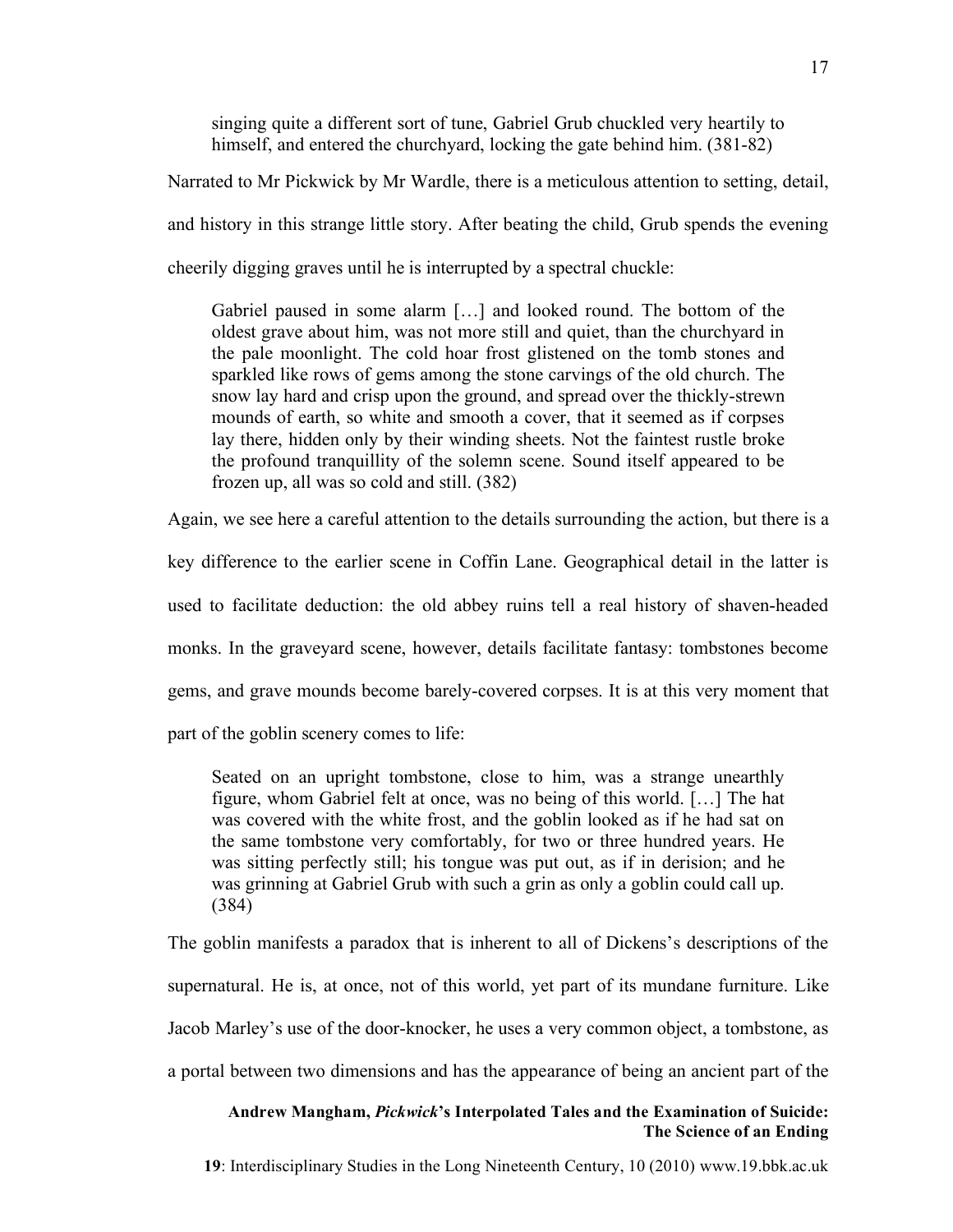> singing quite a different sort of tune, Gabriel Grub chuckled very heartily to himself, and entered the churchyard, locking the gate behind him. (381-82)

Narrated to Mr Pickwick by Mr Wardle, there is a meticulous attention to setting, detail, and history in this strange little story. After beating the child, Grub spends the evening cheerily digging graves until he is interrupted by a spectral chuckle:

> Gabriel paused in some alarm […] and looked round. The bottom of the oldest grave about him, was not more still and quiet, than the churchyard in the pale moonlight. The cold hoar frost glistened on the tomb stones and sparkled like rows of gems among the stone carvings of the old church. The snow lay hard and crisp upon the ground, and spread over the thickly-strewn mounds of earth, so white and smooth a cover, that it seemed as if corpses lay there, hidden only by their winding sheets. Not the faintest rustle broke the profound tranquillity of the solemn scene. Sound itself appeared to be frozen up, all was so cold and still. (382)

Again, we see here a careful attention to the details surrounding the action, but there is a key difference to the earlier scene in Coffin Lane. Geographical detail in the latter is used to facilitate deduction: the old abbey ruins tell a real history of shaven-headed monks. In the graveyard scene, however, details facilitate fantasy: tombstones become gems, and grave mounds become barely-covered corpses. It is at this very moment that part of the goblin scenery comes to life:

> Seated on an upright tombstone, close to him, was a strange unearthly figure, whom Gabriel felt at once, was no being of this world. […] The hat was covered with the white frost, and the goblin looked as if he had sat on the same tombstone very comfortably, for two or three hundred years. He was sitting perfectly still; his tongue was put out, as if in derision; and he was grinning at Gabriel Grub with such a grin as only a goblin could call up. (384)

The goblin manifests a paradox that is inherent to all of Dickens's descriptions of the supernatural. He is, at once, not of this world, yet part of its mundane furniture. Like Jacob Marley's use of the door-knocker, he uses a very common object, a tombstone, as a portal between two dimensions and has the appearance of being an ancient part of the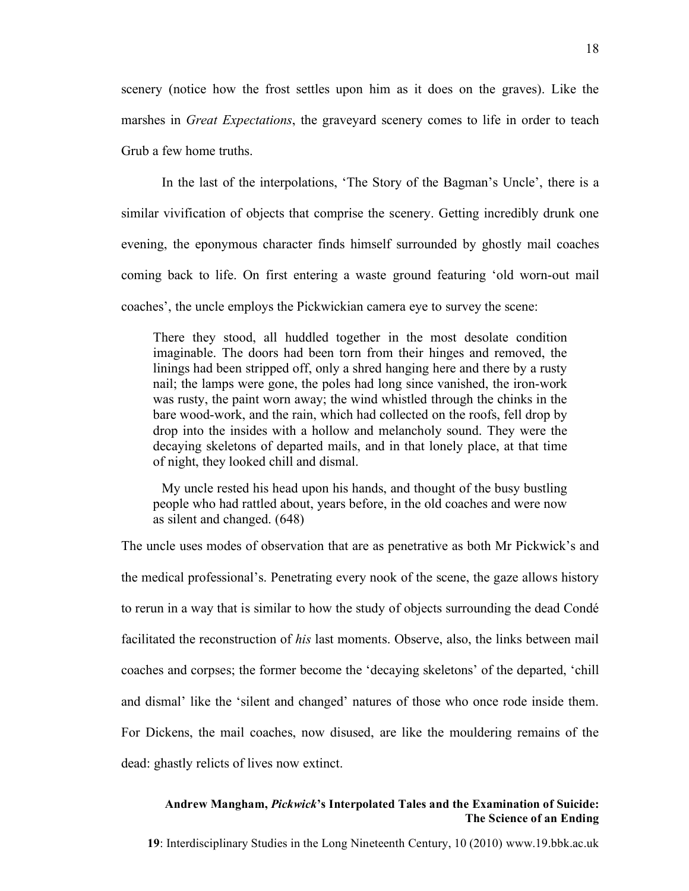scenery (notice how the frost settles upon him as it does on the graves). Like the marshes in *Great Expectations*, the graveyard scenery comes to life in order to teach Grub a few home truths.

In the last of the interpolations, 'The Story of the Bagman's Uncle', there is a similar vivification of objects that comprise the scenery. Getting incredibly drunk one evening, the eponymous character finds himself surrounded by ghostly mail coaches coming back to life. On first entering a waste ground featuring 'old worn-out mail coaches', the uncle employs the Pickwickian camera eye to survey the scene:

> There they stood, all huddled together in the most desolate condition imaginable. The doors had been torn from their hinges and removed, the linings had been stripped off, only a shred hanging here and there by a rusty nail; the lamps were gone, the poles had long since vanished, the iron-work was rusty, the paint worn away; the wind whistled through the chinks in the bare wood-work, and the rain, which had collected on the roofs, fell drop by drop into the insides with a hollow and melancholy sound. They were the decaying skeletons of departed mails, and in that lonely place, at that time of night, they looked chill and dismal.
>
> My uncle rested his head upon his hands, and thought of the busy bustling people who had rattled about, years before, in the old coaches and were now as silent and changed. (648)

The uncle uses modes of observation that are as penetrative as both Mr Pickwick's and the medical professional's. Penetrating every nook of the scene, the gaze allows history to rerun in a way that is similar to how the study of objects surrounding the dead Condé facilitated the reconstruction of *his* last moments. Observe, also, the links between mail coaches and corpses; the former become the 'decaying skeletons' of the departed, 'chill and dismal' like the 'silent and changed' natures of those who once rode inside them. For Dickens, the mail coaches, now disused, are like the mouldering remains of the dead: ghastly relicts of lives now extinct.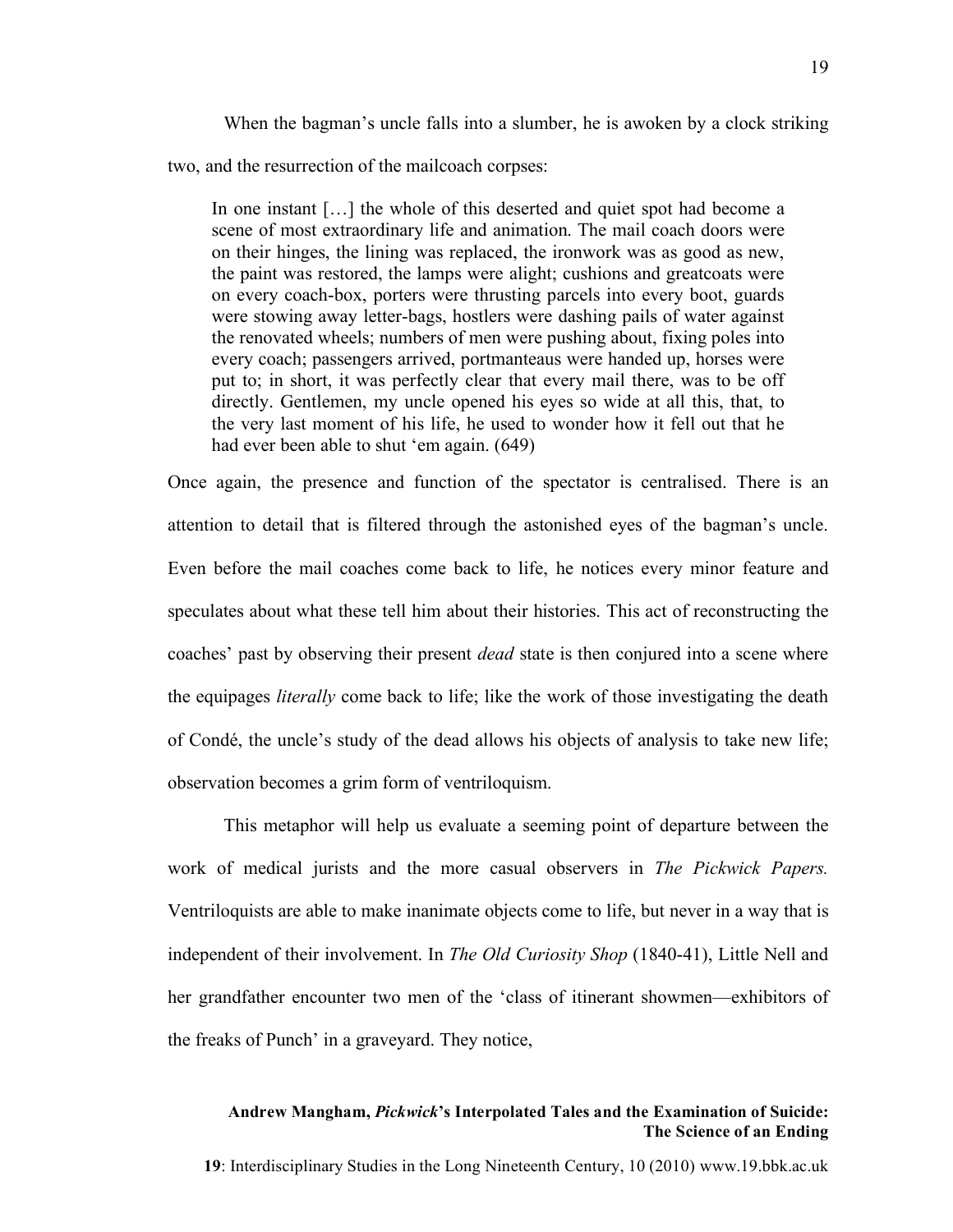When the bagman's uncle falls into a slumber, he is awoken by a clock striking two, and the resurrection of the mailcoach corpses:

> In one instant […] the whole of this deserted and quiet spot had become a scene of most extraordinary life and animation. The mail coach doors were on their hinges, the lining was replaced, the ironwork was as good as new, the paint was restored, the lamps were alight; cushions and greatcoats were on every coach-box, porters were thrusting parcels into every boot, guards were stowing away letter-bags, hostlers were dashing pails of water against the renovated wheels; numbers of men were pushing about, fixing poles into every coach; passengers arrived, portmanteaus were handed up, horses were put to; in short, it was perfectly clear that every mail there, was to be off directly. Gentlemen, my uncle opened his eyes so wide at all this, that, to the very last moment of his life, he used to wonder how it fell out that he had ever been able to shut 'em again. (649)

Once again, the presence and function of the spectator is centralised. There is an attention to detail that is filtered through the astonished eyes of the bagman's uncle. Even before the mail coaches come back to life, he notices every minor feature and speculates about what these tell him about their histories. This act of reconstructing the coaches' past by observing their present *dead* state is then conjured into a scene where the equipages *literally* come back to life; like the work of those investigating the death of Condé, the uncle's study of the dead allows his objects of analysis to take new life; observation becomes a grim form of ventriloquism.

This metaphor will help us evaluate a seeming point of departure between the work of medical jurists and the more casual observers in *The Pickwick Papers.* Ventriloquists are able to make inanimate objects come to life, but never in a way that is independent of their involvement. In *The Old Curiosity Shop* (1840-41), Little Nell and her grandfather encounter two men of the 'class of itinerant showmen—exhibitors of the freaks of Punch' in a graveyard. They notice,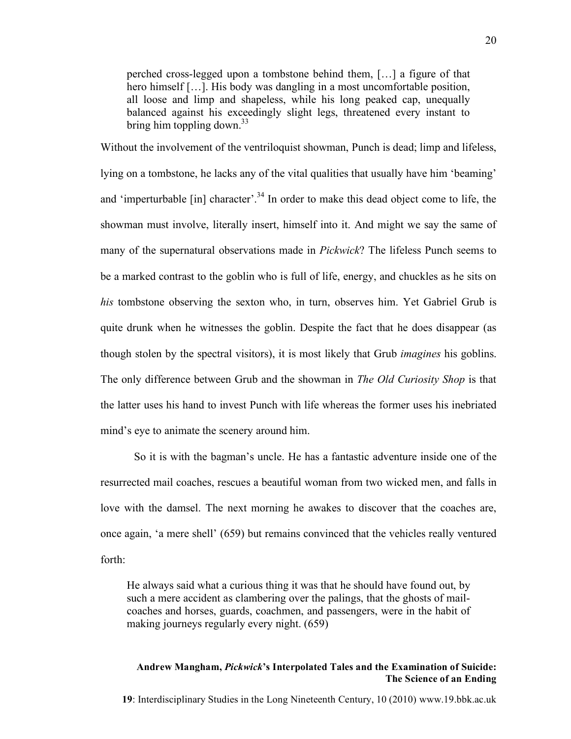> perched cross-legged upon a tombstone behind them, […] a figure of that hero himself […]. His body was dangling in a most uncomfortable position, all loose and limp and shapeless, while his long peaked cap, unequally balanced against his exceedingly slight legs, threatened every instant to bring him toppling down.[33]

Without the involvement of the ventriloquist showman, Punch is dead; limp and lifeless, lying on a tombstone, he lacks any of the vital qualities that usually have him 'beaming' and 'imperturbable [in] character'.[34] In order to make this dead object come to life, the showman must involve, literally insert, himself into it. And might we say the same of many of the supernatural observations made in *Pickwick*? The lifeless Punch seems to be a marked contrast to the goblin who is full of life, energy, and chuckles as he sits on *his* tombstone observing the sexton who, in turn, observes him. Yet Gabriel Grub is quite drunk when he witnesses the goblin. Despite the fact that he does disappear (as though stolen by the spectral visitors), it is most likely that Grub *imagines* his goblins. The only difference between Grub and the showman in *The Old Curiosity Shop* is that the latter uses his hand to invest Punch with life whereas the former uses his inebriated mind's eye to animate the scenery around him.

So it is with the bagman's uncle. He has a fantastic adventure inside one of the resurrected mail coaches, rescues a beautiful woman from two wicked men, and falls in love with the damsel. The next morning he awakes to discover that the coaches are, once again, 'a mere shell' (659) but remains convinced that the vehicles really ventured forth:

> He always said what a curious thing it was that he should have found out, by such a mere accident as clambering over the palings, that the ghosts of mail-coaches and horses, guards, coachmen, and passengers, were in the habit of making journeys regularly every night. (659)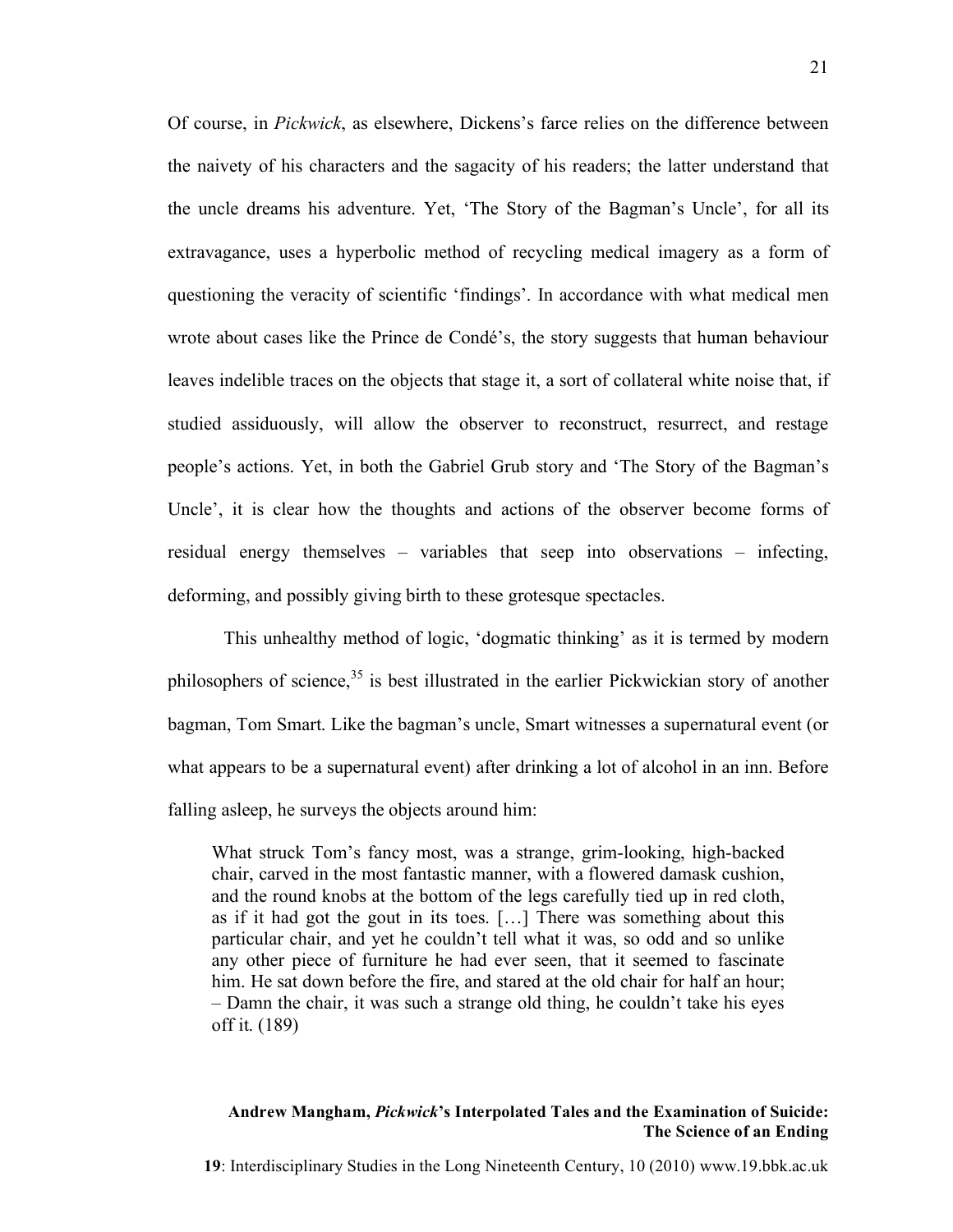Of course, in *Pickwick*, as elsewhere, Dickens's farce relies on the difference between the naivety of his characters and the sagacity of his readers; the latter understand that the uncle dreams his adventure. Yet, 'The Story of the Bagman's Uncle', for all its extravagance, uses a hyperbolic method of recycling medical imagery as a form of questioning the veracity of scientific 'findings'. In accordance with what medical men wrote about cases like the Prince de Condé's, the story suggests that human behaviour leaves indelible traces on the objects that stage it, a sort of collateral white noise that, if studied assiduously, will allow the observer to reconstruct, resurrect, and restage people's actions. Yet, in both the Gabriel Grub story and 'The Story of the Bagman's Uncle', it is clear how the thoughts and actions of the observer become forms of residual energy themselves – variables that seep into observations – infecting, deforming, and possibly giving birth to these grotesque spectacles.

This unhealthy method of logic, 'dogmatic thinking' as it is termed by modern philosophers of science,[35] is best illustrated in the earlier Pickwickian story of another bagman, Tom Smart. Like the bagman's uncle, Smart witnesses a supernatural event (or what appears to be a supernatural event) after drinking a lot of alcohol in an inn. Before falling asleep, he surveys the objects around him:

> What struck Tom's fancy most, was a strange, grim-looking, high-backed chair, carved in the most fantastic manner, with a flowered damask cushion, and the round knobs at the bottom of the legs carefully tied up in red cloth, as if it had got the gout in its toes. […] There was something about this particular chair, and yet he couldn't tell what it was, so odd and so unlike any other piece of furniture he had ever seen, that it seemed to fascinate him. He sat down before the fire, and stared at the old chair for half an hour; – Damn the chair, it was such a strange old thing, he couldn't take his eyes off it. (189)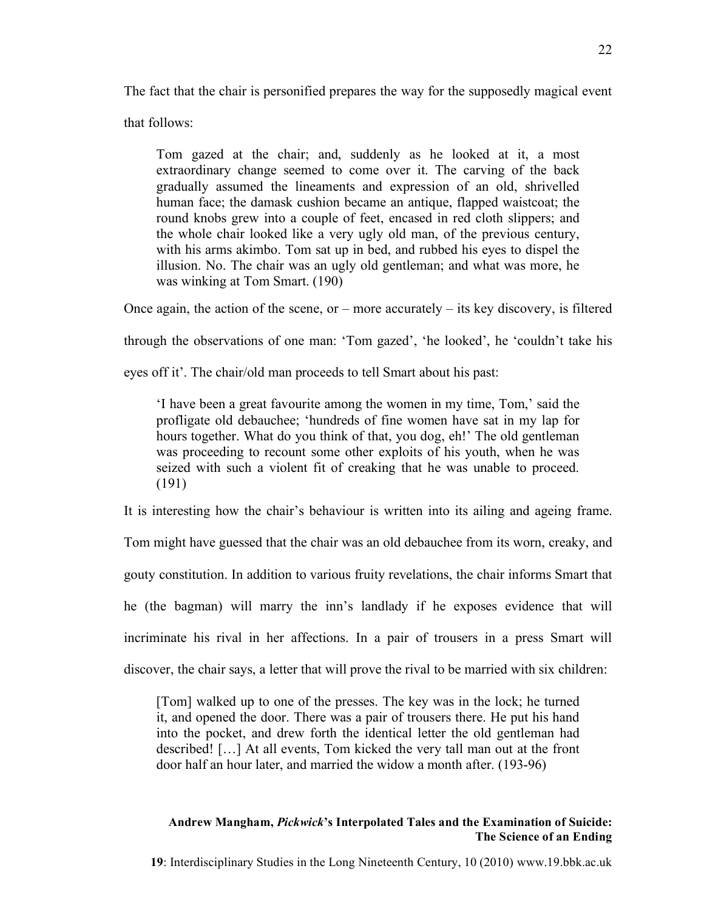The fact that the chair is personified prepares the way for the supposedly magical event that follows:

> Tom gazed at the chair; and, suddenly as he looked at it, a most extraordinary change seemed to come over it. The carving of the back gradually assumed the lineaments and expression of an old, shrivelled human face; the damask cushion became an antique, flapped waistcoat; the round knobs grew into a couple of feet, encased in red cloth slippers; and the whole chair looked like a very ugly old man, of the previous century, with his arms akimbo. Tom sat up in bed, and rubbed his eyes to dispel the illusion. No. The chair was an ugly old gentleman; and what was more, he was winking at Tom Smart. (190)

Once again, the action of the scene, or – more accurately – its key discovery, is filtered through the observations of one man: 'Tom gazed', 'he looked', he 'couldn't take his eyes off it'. The chair/old man proceeds to tell Smart about his past:

> 'I have been a great favourite among the women in my time, Tom,' said the profligate old debauchee; 'hundreds of fine women have sat in my lap for hours together. What do you think of that, you dog, eh!' The old gentleman was proceeding to recount some other exploits of his youth, when he was seized with such a violent fit of creaking that he was unable to proceed. (191)

It is interesting how the chair's behaviour is written into its ailing and ageing frame. Tom might have guessed that the chair was an old debauchee from its worn, creaky, and gouty constitution. In addition to various fruity revelations, the chair informs Smart that he (the bagman) will marry the inn's landlady if he exposes evidence that will incriminate his rival in her affections. In a pair of trousers in a press Smart will discover, the chair says, a letter that will prove the rival to be married with six children:

> [Tom] walked up to one of the presses. The key was in the lock; he turned it, and opened the door. There was a pair of trousers there. He put his hand into the pocket, and drew forth the identical letter the old gentleman had described! […] At all events, Tom kicked the very tall man out at the front door half an hour later, and married the widow a month after. (193-96)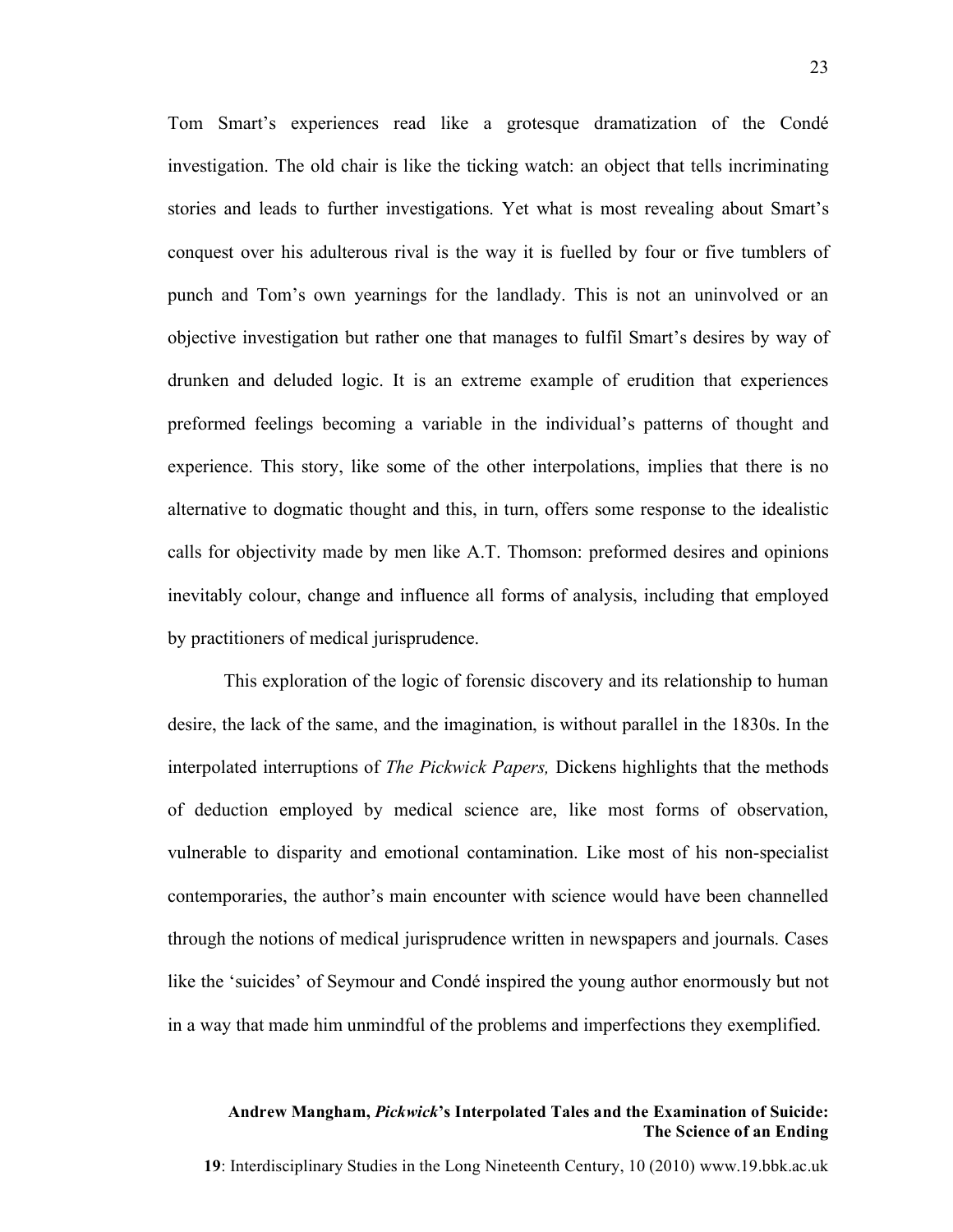Tom Smart's experiences read like a grotesque dramatization of the Condé investigation. The old chair is like the ticking watch: an object that tells incriminating stories and leads to further investigations. Yet what is most revealing about Smart's conquest over his adulterous rival is the way it is fuelled by four or five tumblers of punch and Tom's own yearnings for the landlady. This is not an uninvolved or an objective investigation but rather one that manages to fulfil Smart's desires by way of drunken and deluded logic. It is an extreme example of erudition that experiences preformed feelings becoming a variable in the individual's patterns of thought and experience. This story, like some of the other interpolations, implies that there is no alternative to dogmatic thought and this, in turn, offers some response to the idealistic calls for objectivity made by men like A.T. Thomson: preformed desires and opinions inevitably colour, change and influence all forms of analysis, including that employed by practitioners of medical jurisprudence.

This exploration of the logic of forensic discovery and its relationship to human desire, the lack of the same, and the imagination, is without parallel in the 1830s. In the interpolated interruptions of *The Pickwick Papers,* Dickens highlights that the methods of deduction employed by medical science are, like most forms of observation, vulnerable to disparity and emotional contamination. Like most of his non-specialist contemporaries, the author's main encounter with science would have been channelled through the notions of medical jurisprudence written in newspapers and journals. Cases like the 'suicides' of Seymour and Condé inspired the young author enormously but not in a way that made him unmindful of the problems and imperfections they exemplified.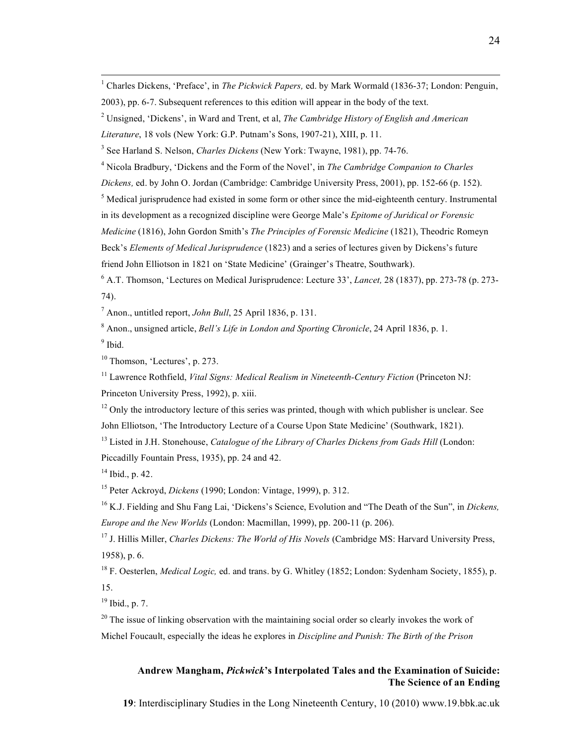[1] Charles Dickens, 'Preface', in *The Pickwick Papers,* ed. by Mark Wormald (1836-37; London: Penguin, 2003), pp. 6-7. Subsequent references to this edition will appear in the body of the text.

[2] Unsigned, 'Dickens', in Ward and Trent, et al, *The Cambridge History of English and American Literature*, 18 vols (New York: G.P. Putnam's Sons, 1907-21), XIII, p. 11.

[3] See Harland S. Nelson, *Charles Dickens* (New York: Twayne, 1981), pp. 74-76.

[4] Nicola Bradbury, 'Dickens and the Form of the Novel', in *The Cambridge Companion to Charles Dickens,* ed. by John O. Jordan (Cambridge: Cambridge University Press, 2001), pp. 152-66 (p. 152).

[5] Medical jurisprudence had existed in some form or other since the mid-eighteenth century. Instrumental in its development as a recognized discipline were George Male's *Epitome of Juridical or Forensic Medicine* (1816), John Gordon Smith's *The Principles of Forensic Medicine* (1821), Theodric Romeyn Beck's *Elements of Medical Jurisprudence* (1823) and a series of lectures given by Dickens's future friend John Elliotson in 1821 on 'State Medicine' (Grainger's Theatre, Southwark).

[6] A.T. Thomson, 'Lectures on Medical Jurisprudence: Lecture 33', *Lancet,* 28 (1837), pp. 273-78 (p. 273-74).

[7] Anon., untitled report, *John Bull*, 25 April 1836, p. 131.

[8] Anon., unsigned article, *Bell's Life in London and Sporting Chronicle*, 24 April 1836, p. 1.

[9] Ibid.

[10] Thomson, 'Lectures', p. 273.

[11] Lawrence Rothfield, *Vital Signs: Medical Realism in Nineteenth-Century Fiction* (Princeton NJ: Princeton University Press, 1992), p. xiii.

[12] Only the introductory lecture of this series was printed, though with which publisher is unclear. See John Elliotson, 'The Introductory Lecture of a Course Upon State Medicine' (Southwark, 1821).

[13] Listed in J.H. Stonehouse, *Catalogue of the Library of Charles Dickens from Gads Hill* (London: Piccadilly Fountain Press, 1935), pp. 24 and 42.

[14] Ibid., p. 42.

[15] Peter Ackroyd, *Dickens* (1990; London: Vintage, 1999), p. 312.

[16] K.J. Fielding and Shu Fang Lai, 'Dickens's Science, Evolution and "The Death of the Sun", in *Dickens, Europe and the New Worlds* (London: Macmillan, 1999), pp. 200-11 (p. 206).

[17] J. Hillis Miller, *Charles Dickens: The World of His Novels* (Cambridge MS: Harvard University Press, 1958), p. 6.

[18] F. Oesterlen, *Medical Logic,* ed. and trans. by G. Whitley (1852; London: Sydenham Society, 1855), p. 15.

[19] Ibid., p. 7.

[20] The issue of linking observation with the maintaining social order so clearly invokes the work of Michel Foucault, especially the ideas he explores in *Discipline and Punish: The Birth of the Prison*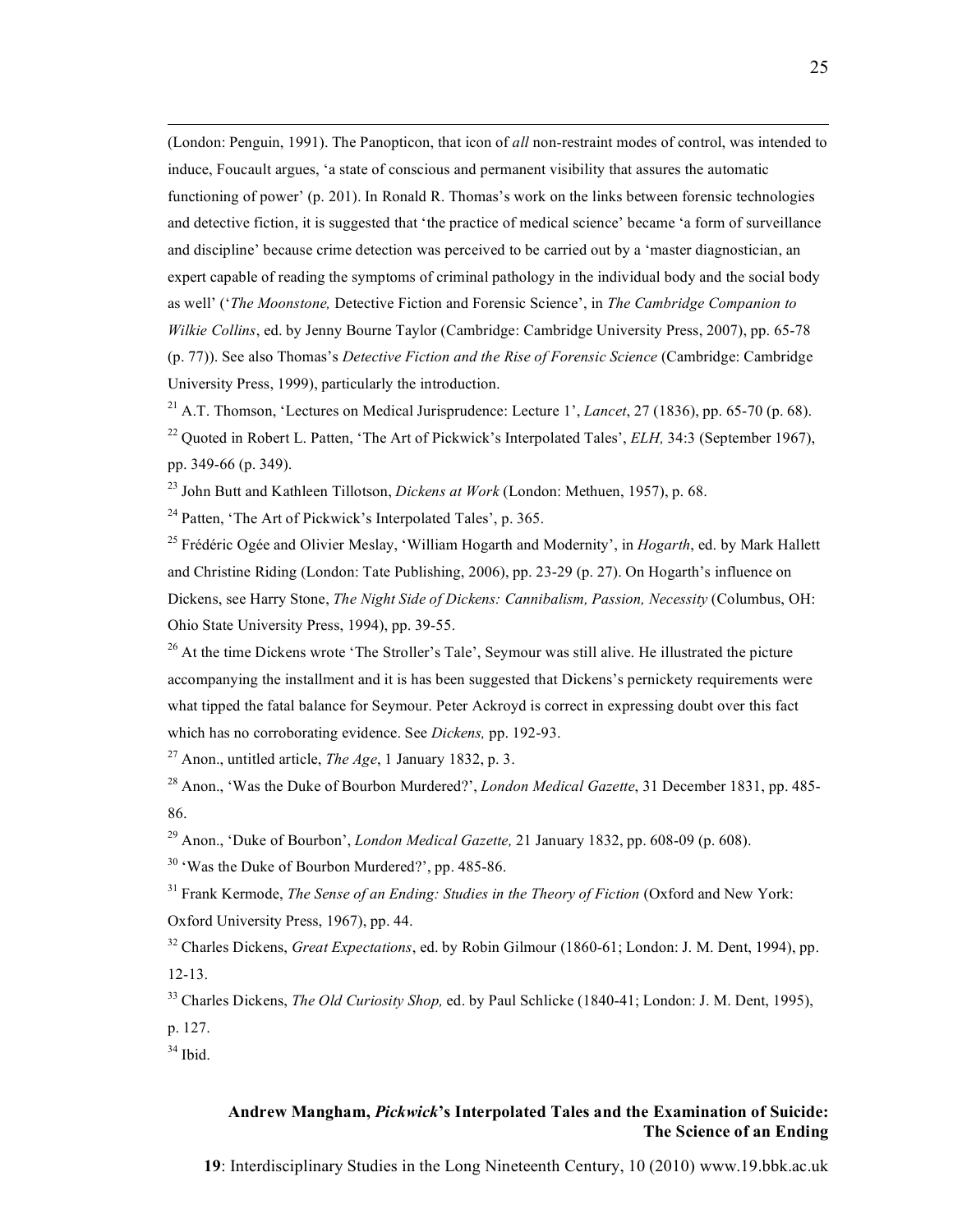(London: Penguin, 1991). The Panopticon, that icon of *all* non-restraint modes of control, was intended to induce, Foucault argues, 'a state of conscious and permanent visibility that assures the automatic functioning of power' (p. 201). In Ronald R. Thomas's work on the links between forensic technologies and detective fiction, it is suggested that 'the practice of medical science' became 'a form of surveillance and discipline' because crime detection was perceived to be carried out by a 'master diagnostician, an expert capable of reading the symptoms of criminal pathology in the individual body and the social body as well' ('*The Moonstone,* Detective Fiction and Forensic Science', in *The Cambridge Companion to Wilkie Collins*, ed. by Jenny Bourne Taylor (Cambridge: Cambridge University Press, 2007), pp. 65-78 (p. 77)). See also Thomas's *Detective Fiction and the Rise of Forensic Science* (Cambridge: Cambridge University Press, 1999), particularly the introduction.

[21] A.T. Thomson, 'Lectures on Medical Jurisprudence: Lecture 1', *Lancet*, 27 (1836), pp. 65-70 (p. 68).

[22] Quoted in Robert L. Patten, 'The Art of Pickwick's Interpolated Tales', *ELH,* 34:3 (September 1967), pp. 349-66 (p. 349).

[23] John Butt and Kathleen Tillotson, *Dickens at Work* (London: Methuen, 1957), p. 68.

[24] Patten, 'The Art of Pickwick's Interpolated Tales', p. 365.

[25] Frédéric Ogée and Olivier Meslay, 'William Hogarth and Modernity', in *Hogarth*, ed. by Mark Hallett and Christine Riding (London: Tate Publishing, 2006), pp. 23-29 (p. 27). On Hogarth's influence on Dickens, see Harry Stone, *The Night Side of Dickens: Cannibalism, Passion, Necessity* (Columbus, OH: Ohio State University Press, 1994), pp. 39-55.

[26] At the time Dickens wrote 'The Stroller's Tale', Seymour was still alive. He illustrated the picture accompanying the installment and it is has been suggested that Dickens's pernickety requirements were what tipped the fatal balance for Seymour. Peter Ackroyd is correct in expressing doubt over this fact which has no corroborating evidence. See *Dickens,* pp. 192-93.

[27] Anon., untitled article, *The Age*, 1 January 1832, p. 3.

[28] Anon., 'Was the Duke of Bourbon Murdered?', *London Medical Gazette*, 31 December 1831, pp. 485-86.

[29] Anon., 'Duke of Bourbon', *London Medical Gazette,* 21 January 1832, pp. 608-09 (p. 608).

[30] 'Was the Duke of Bourbon Murdered?', pp. 485-86.

[31] Frank Kermode, *The Sense of an Ending: Studies in the Theory of Fiction* (Oxford and New York: Oxford University Press, 1967), pp. 44.

[32] Charles Dickens, *Great Expectations*, ed. by Robin Gilmour (1860-61; London: J. M. Dent, 1994), pp. 12-13.

[33] Charles Dickens, *The Old Curiosity Shop,* ed. by Paul Schlicke (1840-41; London: J. M. Dent, 1995), p. 127.

[34] Ibid.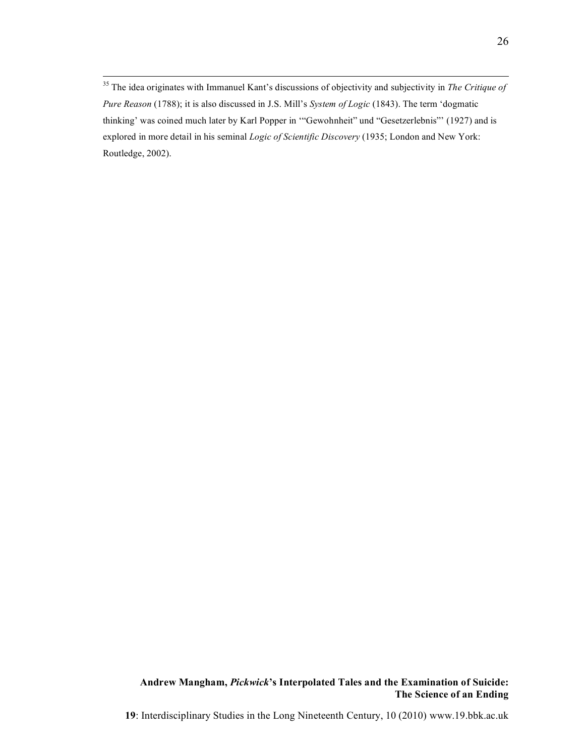[35] The idea originates with Immanuel Kant's discussions of objectivity and subjectivity in *The Critique of Pure Reason* (1788); it is also discussed in J.S. Mill's *System of Logic* (1843). The term 'dogmatic thinking' was coined much later by Karl Popper in '"Gewohnheit" und "Gesetzerlebnis"' (1927) and is explored in more detail in his seminal *Logic of Scientific Discovery* (1935; London and New York: Routledge, 2002).